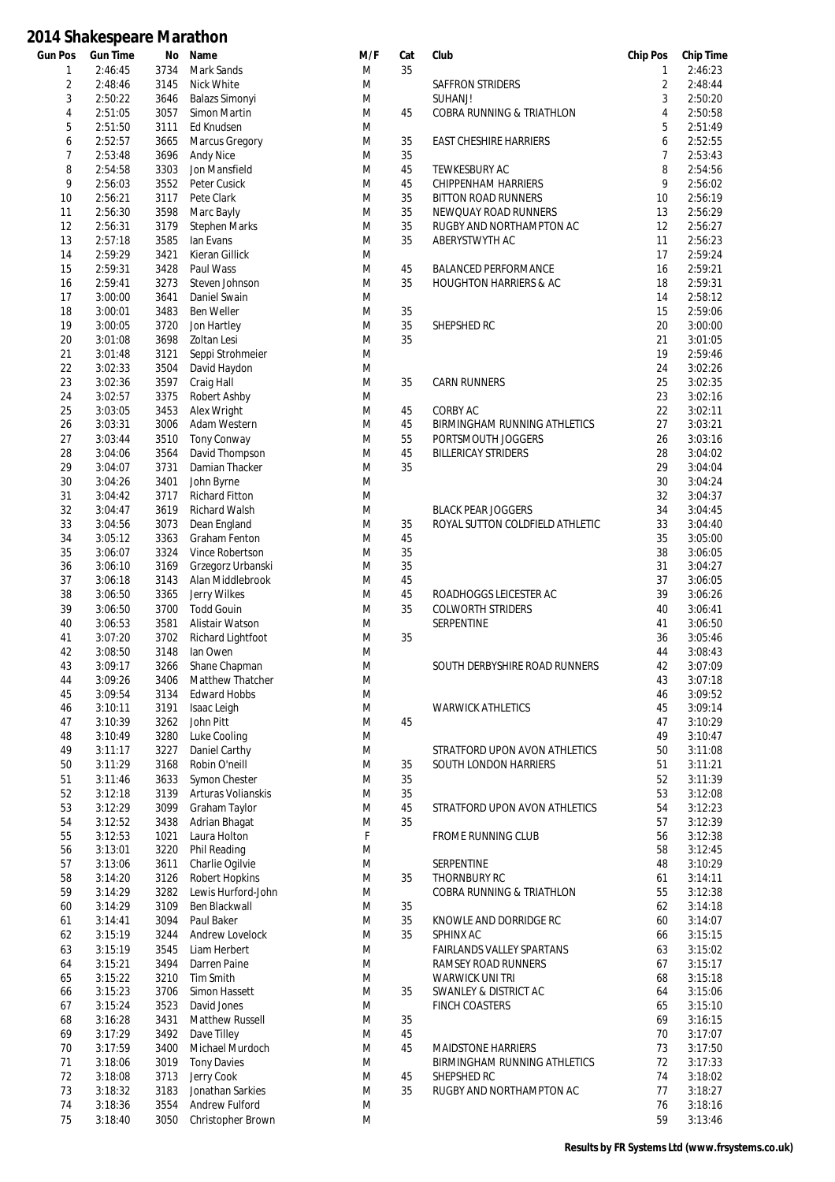# 2014 Shakespeare Marathon

| Gun Pos | Gun Time | No | Name | M/F | Cat | Club | Chip Pos | Chip Time |
|---|---|---|---|---|---|---|---|---|
| 1 | 2:46:45 | 3734 | Mark Sands | M | 35 | | 1 | 2:46:23 |
| 2 | 2:48:46 | 3145 | Nick White | M | | SAFFRON STRIDERS | 2 | 2:48:44 |
| 3 | 2:50:22 | 3646 | Balazs Simonyi | M | | SUHANJ! | 3 | 2:50:20 |
| 4 | 2:51:05 | 3057 | Simon Martin | M | 45 | COBRA RUNNING & TRIATHLON | 4 | 2:50:58 |
| 5 | 2:51:50 | 3111 | Ed Knudsen | M | | | 5 | 2:51:49 |
| 6 | 2:52:57 | 3665 | Marcus Gregory | M | 35 | EAST CHESHIRE HARRIERS | 6 | 2:52:55 |
| 7 | 2:53:48 | 3696 | Andy Nice | M | 35 | | 7 | 2:53:43 |
| 8 | 2:54:58 | 3303 | Jon Mansfield | M | 45 | TEWKESBURY AC | 8 | 2:54:56 |
| 9 | 2:56:03 | 3552 | Peter Cusick | M | 45 | CHIPPENHAM HARRIERS | 9 | 2:56:02 |
| 10 | 2:56:21 | 3117 | Pete Clark | M | 35 | BITTON ROAD RUNNERS | 10 | 2:56:19 |
| 11 | 2:56:30 | 3598 | Marc Bayly | M | 35 | NEWQUAY ROAD RUNNERS | 13 | 2:56:29 |
| 12 | 2:56:31 | 3179 | Stephen Marks | M | 35 | RUGBY AND NORTHAMPTON AC | 12 | 2:56:27 |
| 13 | 2:57:18 | 3585 | Ian Evans | M | 35 | ABERYSTWYTH AC | 11 | 2:56:23 |
| 14 | 2:59:29 | 3421 | Kieran Gillick | M | | | 17 | 2:59:24 |
| 15 | 2:59:31 | 3428 | Paul Wass | M | 45 | BALANCED PERFORMANCE | 16 | 2:59:21 |
| 16 | 2:59:41 | 3273 | Steven Johnson | M | 35 | HOUGHTON HARRIERS & AC | 18 | 2:59:31 |
| 17 | 3:00:00 | 3641 | Daniel Swain | M | | | 14 | 2:58:12 |
| 18 | 3:00:01 | 3483 | Ben Weller | M | 35 | | 15 | 2:59:06 |
| 19 | 3:00:05 | 3720 | Jon Hartley | M | 35 | SHEPSHED RC | 20 | 3:00:00 |
| 20 | 3:01:08 | 3698 | Zoltan Lesi | M | 35 | | 21 | 3:01:05 |
| 21 | 3:01:48 | 3121 | Seppi Strohmeier | M | | | 19 | 2:59:46 |
| 22 | 3:02:33 | 3504 | David Haydon | M | | | 24 | 3:02:26 |
| 23 | 3:02:36 | 3597 | Craig Hall | M | 35 | CARN RUNNERS | 25 | 3:02:35 |
| 24 | 3:02:57 | 3375 | Robert Ashby | M | | | 23 | 3:02:16 |
| 25 | 3:03:05 | 3453 | Alex Wright | M | 45 | CORBY AC | 22 | 3:02:11 |
| 26 | 3:03:31 | 3006 | Adam Western | M | 45 | BIRMINGHAM RUNNING ATHLETICS | 27 | 3:03:21 |
| 27 | 3:03:44 | 3510 | Tony Conway | M | 55 | PORTSMOUTH JOGGERS | 26 | 3:03:16 |
| 28 | 3:04:06 | 3564 | David Thompson | M | 45 | BILLERICAY STRIDERS | 28 | 3:04:02 |
| 29 | 3:04:07 | 3731 | Damian Thacker | M | 35 | | 29 | 3:04:04 |
| 30 | 3:04:26 | 3401 | John Byrne | M | | | 30 | 3:04:24 |
| 31 | 3:04:42 | 3717 | Richard Fitton | M | | | 32 | 3:04:37 |
| 32 | 3:04:47 | 3619 | Richard Walsh | M | | BLACK PEAR JOGGERS | 34 | 3:04:45 |
| 33 | 3:04:56 | 3073 | Dean England | M | 35 | ROYAL SUTTON COLDFIELD ATHLETIC | 33 | 3:04:40 |
| 34 | 3:05:12 | 3363 | Graham Fenton | M | 45 | | 35 | 3:05:00 |
| 35 | 3:06:07 | 3324 | Vince Robertson | M | 35 | | 38 | 3:06:05 |
| 36 | 3:06:10 | 3169 | Grzegorz Urbanski | M | 35 | | 31 | 3:04:27 |
| 37 | 3:06:18 | 3143 | Alan Middlebrook | M | 45 | | 37 | 3:06:05 |
| 38 | 3:06:50 | 3365 | Jerry Wilkes | M | 45 | ROADHOGGS LEICESTER AC | 39 | 3:06:26 |
| 39 | 3:06:50 | 3700 | Todd Gouin | M | 35 | COLWORTH STRIDERS | 40 | 3:06:41 |
| 40 | 3:06:53 | 3581 | Alistair Watson | M | | SERPENTINE | 41 | 3:06:50 |
| 41 | 3:07:20 | 3702 | Richard Lightfoot | M | 35 | | 36 | 3:05:46 |
| 42 | 3:08:50 | 3148 | Ian Owen | M | | | 44 | 3:08:43 |
| 43 | 3:09:17 | 3266 | Shane Chapman | M | | SOUTH DERBYSHIRE ROAD RUNNERS | 42 | 3:07:09 |
| 44 | 3:09:26 | 3406 | Matthew Thatcher | M | | | 43 | 3:07:18 |
| 45 | 3:09:54 | 3134 | Edward Hobbs | M | | | 46 | 3:09:52 |
| 46 | 3:10:11 | 3191 | Isaac Leigh | M | | WARWICK ATHLETICS | 45 | 3:09:14 |
| 47 | 3:10:39 | 3262 | John Pitt | M | 45 | | 47 | 3:10:29 |
| 48 | 3:10:49 | 3280 | Luke Cooling | M | | | 49 | 3:10:47 |
| 49 | 3:11:17 | 3227 | Daniel Carthy | M | | STRATFORD UPON AVON ATHLETICS | 50 | 3:11:08 |
| 50 | 3:11:29 | 3168 | Robin O'neill | M | 35 | SOUTH LONDON HARRIERS | 51 | 3:11:21 |
| 51 | 3:11:46 | 3633 | Symon Chester | M | 35 | | 52 | 3:11:39 |
| 52 | 3:12:18 | 3139 | Arturas Volianskis | M | 35 | | 53 | 3:12:08 |
| 53 | 3:12:29 | 3099 | Graham Taylor | M | 45 | STRATFORD UPON AVON ATHLETICS | 54 | 3:12:23 |
| 54 | 3:12:52 | 3438 | Adrian Bhagat | M | 35 | | 57 | 3:12:39 |
| 55 | 3:12:53 | 1021 | Laura Holton | F | | FROME RUNNING CLUB | 56 | 3:12:38 |
| 56 | 3:13:01 | 3220 | Phil Reading | M | | | 58 | 3:12:45 |
| 57 | 3:13:06 | 3611 | Charlie Ogilvie | M | | SERPENTINE | 48 | 3:10:29 |
| 58 | 3:14:20 | 3126 | Robert Hopkins | M | 35 | THORNBURY RC | 61 | 3:14:11 |
| 59 | 3:14:29 | 3282 | Lewis Hurford-John | M | | COBRA RUNNING & TRIATHLON | 55 | 3:12:38 |
| 60 | 3:14:29 | 3109 | Ben Blackwall | M | 35 | | 62 | 3:14:18 |
| 61 | 3:14:41 | 3094 | Paul Baker | M | 35 | KNOWLE AND DORRIDGE RC | 60 | 3:14:07 |
| 62 | 3:15:19 | 3244 | Andrew Lovelock | M | 35 | SPHINX AC | 66 | 3:15:15 |
| 63 | 3:15:19 | 3545 | Liam Herbert | M | | FAIRLANDS VALLEY SPARTANS | 63 | 3:15:02 |
| 64 | 3:15:21 | 3494 | Darren Paine | M | | RAMSEY ROAD RUNNERS | 67 | 3:15:17 |
| 65 | 3:15:22 | 3210 | Tim Smith | M | | WARWICK UNI TRI | 68 | 3:15:18 |
| 66 | 3:15:23 | 3706 | Simon Hassett | M | 35 | SWANLEY & DISTRICT AC | 64 | 3:15:06 |
| 67 | 3:15:24 | 3523 | David Jones | M | | FINCH COASTERS | 65 | 3:15:10 |
| 68 | 3:16:28 | 3431 | Matthew Russell | M | 35 | | 69 | 3:16:15 |
| 69 | 3:17:29 | 3492 | Dave Tilley | M | 45 | | 70 | 3:17:07 |
| 70 | 3:17:59 | 3400 | Michael Murdoch | M | 45 | MAIDSTONE HARRIERS | 73 | 3:17:50 |
| 71 | 3:18:06 | 3019 | Tony Davies | M | | BIRMINGHAM RUNNING ATHLETICS | 72 | 3:17:33 |
| 72 | 3:18:08 | 3713 | Jerry Cook | M | 45 | SHEPSHED RC | 74 | 3:18:02 |
| 73 | 3:18:32 | 3183 | Jonathan Sarkies | M | 35 | RUGBY AND NORTHAMPTON AC | 77 | 3:18:27 |
| 74 | 3:18:36 | 3554 | Andrew Fulford | M | | | 76 | 3:18:16 |
| 75 | 3:18:40 | 3050 | Christopher Brown | M | | | 59 | 3:13:46 |

**Results by FR Systems Ltd (www.frsystems.co.uk)**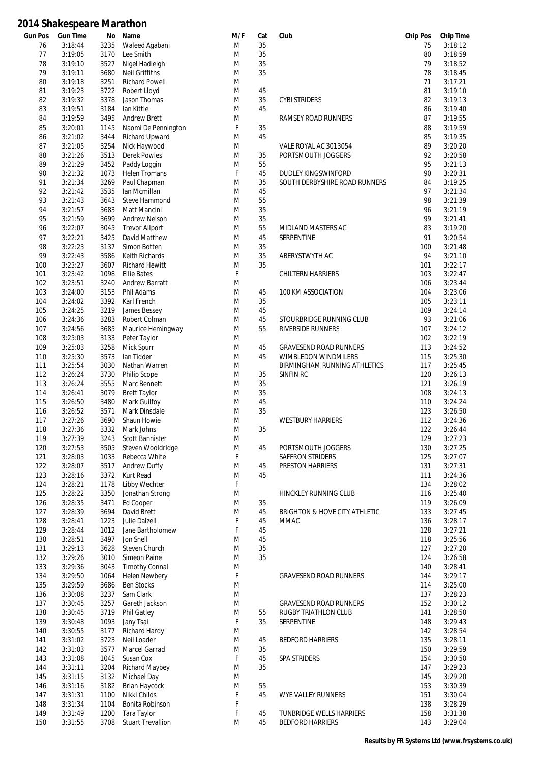# 2014 Shakespeare Marathon

| Gun Pos | Gun Time | No | Name | M/F | Cat | Club | Chip Pos | Chip Time |
|---|---|---|---|---|---|---|---|---|
| 76 | 3:18:44 | 3235 | Waleed Agabani | M | 35 | | 75 | 3:18:12 |
| 77 | 3:19:05 | 3170 | Lee Smith | M | 35 | | 80 | 3:18:59 |
| 78 | 3:19:10 | 3527 | Nigel Hadleigh | M | 35 | | 79 | 3:18:52 |
| 79 | 3:19:11 | 3680 | Neil Griffiths | M | 35 | | 78 | 3:18:45 |
| 80 | 3:19:18 | 3251 | Richard Powell | M | | | 71 | 3:17:21 |
| 81 | 3:19:23 | 3722 | Robert Lloyd | M | 45 | | 81 | 3:19:10 |
| 82 | 3:19:32 | 3378 | Jason Thomas | M | 35 | CYBI STRIDERS | 82 | 3:19:13 |
| 83 | 3:19:51 | 3184 | Ian Kittle | M | 45 | | 86 | 3:19:40 |
| 84 | 3:19:59 | 3495 | Andrew Brett | M | | RAMSEY ROAD RUNNERS | 87 | 3:19:55 |
| 85 | 3:20:01 | 1145 | Naomi De Pennington | F | 35 | | 88 | 3:19:59 |
| 86 | 3:21:02 | 3444 | Richard Upward | M | 45 | | 85 | 3:19:35 |
| 87 | 3:21:05 | 3254 | Nick Haywood | M | | VALE ROYAL AC 3013054 | 89 | 3:20:20 |
| 88 | 3:21:26 | 3513 | Derek Powles | M | 35 | PORTSMOUTH JOGGERS | 92 | 3:20:58 |
| 89 | 3:21:29 | 3452 | Paddy Loggin | M | 55 | | 95 | 3:21:13 |
| 90 | 3:21:32 | 1073 | Helen Tromans | F | 45 | DUDLEY KINGSWINFORD | 90 | 3:20:31 |
| 91 | 3:21:34 | 3269 | Paul Chapman | M | 35 | SOUTH DERBYSHIRE ROAD RUNNERS | 84 | 3:19:25 |
| 92 | 3:21:42 | 3535 | Ian Mcmillan | M | 45 | | 97 | 3:21:34 |
| 93 | 3:21:43 | 3643 | Steve Hammond | M | 55 | | 98 | 3:21:39 |
| 94 | 3:21:57 | 3683 | Matt Mancini | M | 35 | | 96 | 3:21:19 |
| 95 | 3:21:59 | 3699 | Andrew Nelson | M | 35 | | 99 | 3:21:41 |
| 96 | 3:22:07 | 3045 | Trevor Allport | M | 55 | MIDLAND MASTERS AC | 83 | 3:19:20 |
| 97 | 3:22:21 | 3425 | David Matthew | M | 45 | SERPENTINE | 91 | 3:20:54 |
| 98 | 3:22:23 | 3137 | Simon Botten | M | 35 | | 100 | 3:21:48 |
| 99 | 3:22:43 | 3586 | Keith Richards | M | 35 | ABERYSTWYTH AC | 94 | 3:21:10 |
| 100 | 3:23:27 | 3607 | Richard Hewitt | M | 35 | | 101 | 3:22:17 |
| 101 | 3:23:42 | 1098 | Ellie Bates | F | | CHILTERN HARRIERS | 103 | 3:22:47 |
| 102 | 3:23:51 | 3240 | Andrew Barratt | M | | | 106 | 3:23:44 |
| 103 | 3:24:00 | 3153 | Phil Adams | M | 45 | 100 KM ASSOCIATION | 104 | 3:23:06 |
| 104 | 3:24:02 | 3392 | Karl French | M | 35 | | 105 | 3:23:11 |
| 105 | 3:24:25 | 3219 | James Bessey | M | 45 | | 109 | 3:24:14 |
| 106 | 3:24:36 | 3283 | Robert Colman | M | 45 | STOURBRIDGE RUNNING CLUB | 93 | 3:21:06 |
| 107 | 3:24:56 | 3685 | Maurice Hemingway | M | 55 | RIVERSIDE RUNNERS | 107 | 3:24:12 |
| 108 | 3:25:03 | 3133 | Peter Taylor | M | | | 102 | 3:22:19 |
| 109 | 3:25:03 | 3258 | Mick Spurr | M | 45 | GRAVESEND ROAD RUNNERS | 113 | 3:24:52 |
| 110 | 3:25:30 | 3573 | Ian Tidder | M | 45 | WIMBLEDON WINDMILERS | 115 | 3:25:30 |
| 111 | 3:25:54 | 3030 | Nathan Warren | M | | BIRMINGHAM RUNNING ATHLETICS | 117 | 3:25:45 |
| 112 | 3:26:24 | 3730 | Philip Scope | M | 35 | SINFIN RC | 120 | 3:26:13 |
| 113 | 3:26:24 | 3555 | Marc Bennett | M | 35 | | 121 | 3:26:19 |
| 114 | 3:26:41 | 3079 | Brett Taylor | M | 35 | | 108 | 3:24:13 |
| 115 | 3:26:50 | 3480 | Mark Guilfoy | M | 45 | | 110 | 3:24:24 |
| 116 | 3:26:52 | 3571 | Mark Dinsdale | M | 35 | | 123 | 3:26:50 |
| 117 | 3:27:26 | 3690 | Shaun Howie | M | | WESTBURY HARRIERS | 112 | 3:24:36 |
| 118 | 3:27:36 | 3332 | Mark Johns | M | 35 | | 122 | 3:26:44 |
| 119 | 3:27:39 | 3243 | Scott Bannister | M | | | 129 | 3:27:23 |
| 120 | 3:27:53 | 3505 | Steven Wooldridge | M | 45 | PORTSMOUTH JOGGERS | 130 | 3:27:25 |
| 121 | 3:28:03 | 1033 | Rebecca White | F | | SAFFRON STRIDERS | 125 | 3:27:07 |
| 122 | 3:28:07 | 3517 | Andrew Duffy | M | 45 | PRESTON HARRIERS | 131 | 3:27:31 |
| 123 | 3:28:16 | 3372 | Kurt Read | M | 45 | | 111 | 3:24:36 |
| 124 | 3:28:21 | 1178 | Libby Wechter | F | | | 134 | 3:28:02 |
| 125 | 3:28:22 | 3350 | Jonathan Strong | M | | HINCKLEY RUNNING CLUB | 116 | 3:25:40 |
| 126 | 3:28:35 | 3471 | Ed Cooper | M | 35 | | 119 | 3:26:09 |
| 127 | 3:28:39 | 3694 | David Brett | M | 45 | BRIGHTON & HOVE CITY ATHLETIC | 133 | 3:27:45 |
| 128 | 3:28:41 | 1223 | Julie Dalzell | F | 45 | MMAC | 136 | 3:28:17 |
| 129 | 3:28:44 | 1012 | Jane Bartholomew | F | 45 | | 128 | 3:27:21 |
| 130 | 3:28:51 | 3497 | Jon Snell | M | 45 | | 118 | 3:25:56 |
| 131 | 3:29:13 | 3628 | Steven Church | M | 35 | | 127 | 3:27:20 |
| 132 | 3:29:26 | 3010 | Simeon Paine | M | 35 | | 124 | 3:26:58 |
| 133 | 3:29:36 | 3043 | Timothy Connal | M | | | 140 | 3:28:41 |
| 134 | 3:29:50 | 1064 | Helen Newbery | F | | GRAVESEND ROAD RUNNERS | 144 | 3:29:17 |
| 135 | 3:29:59 | 3686 | Ben Stocks | M | | | 114 | 3:25:00 |
| 136 | 3:30:08 | 3237 | Sam Clark | M | | | 137 | 3:28:23 |
| 137 | 3:30:45 | 3257 | Gareth Jackson | M | | GRAVESEND ROAD RUNNERS | 152 | 3:30:12 |
| 138 | 3:30:45 | 3719 | Phil Gatley | M | 55 | RUGBY TRIATHLON CLUB | 141 | 3:28:50 |
| 139 | 3:30:48 | 1093 | Jany Tsai | F | 35 | SERPENTINE | 148 | 3:29:43 |
| 140 | 3:30:55 | 3177 | Richard Hardy | M | | | 142 | 3:28:54 |
| 141 | 3:31:02 | 3723 | Neil Loader | M | 45 | BEDFORD HARRIERS | 135 | 3:28:11 |
| 142 | 3:31:03 | 3577 | Marcel Garrad | M | 35 | | 150 | 3:29:59 |
| 143 | 3:31:08 | 1045 | Susan Cox | F | 45 | SPA STRIDERS | 154 | 3:30:50 |
| 144 | 3:31:11 | 3204 | Richard Maybey | M | 35 | | 147 | 3:29:23 |
| 145 | 3:31:15 | 3132 | Michael Day | M | | | 145 | 3:29:20 |
| 146 | 3:31:16 | 3182 | Brian Haycock | M | 55 | | 153 | 3:30:39 |
| 147 | 3:31:31 | 1100 | Nikki Childs | F | 45 | WYE VALLEY RUNNERS | 151 | 3:30:04 |
| 148 | 3:31:34 | 1104 | Bonita Robinson | F | | | 138 | 3:28:29 |
| 149 | 3:31:49 | 1200 | Tara Taylor | F | 45 | TUNBRIDGE WELLS HARRIERS | 158 | 3:31:38 |
| 150 | 3:31:55 | 3708 | Stuart Trevallion | M | 45 | BEDFORD HARRIERS | 143 | 3:29:04 |

**Results by FR Systems Ltd (www.frsystems.co.uk)**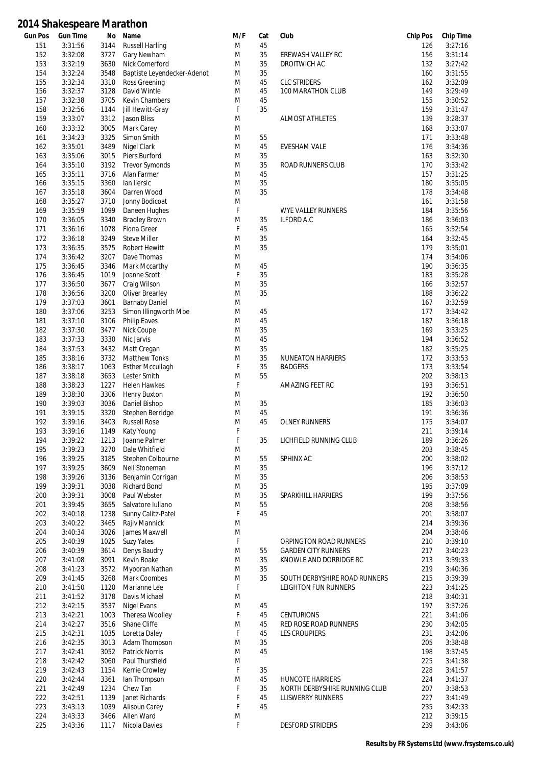# 2014 Shakespeare Marathon

| Gun Pos | Gun Time | No | Name | M/F | Cat | Club | Chip Pos | Chip Time |
|---|---|---|---|---|---|---|---|---|
| 151 | 3:31:56 | 3144 | Russell Harling | M | 45 | | 126 | 3:27:16 |
| 152 | 3:32:08 | 3727 | Gary Newham | M | 35 | EREWASH VALLEY RC | 156 | 3:31:14 |
| 153 | 3:32:19 | 3630 | Nick Comerford | M | 35 | DROITWICH AC | 132 | 3:27:42 |
| 154 | 3:32:24 | 3548 | Baptiste Leyendecker-Adenot | M | 35 | | 160 | 3:31:55 |
| 155 | 3:32:34 | 3310 | Ross Greening | M | 45 | CLC STRIDERS | 162 | 3:32:09 |
| 156 | 3:32:37 | 3128 | David Wintle | M | 45 | 100 MARATHON CLUB | 149 | 3:29:49 |
| 157 | 3:32:38 | 3705 | Kevin Chambers | M | 45 | | 155 | 3:30:52 |
| 158 | 3:32:56 | 1144 | Jill Hewitt-Gray | F | 35 | | 159 | 3:31:47 |
| 159 | 3:33:07 | 3312 | Jason Bliss | M | | ALMOST ATHLETES | 139 | 3:28:37 |
| 160 | 3:33:32 | 3005 | Mark Carey | M | | | 168 | 3:33:07 |
| 161 | 3:34:23 | 3325 | Simon Smith | M | 55 | | 171 | 3:33:48 |
| 162 | 3:35:01 | 3489 | Nigel Clark | M | 45 | EVESHAM VALE | 176 | 3:34:36 |
| 163 | 3:35:06 | 3015 | Piers Burford | M | 35 | | 163 | 3:32:30 |
| 164 | 3:35:10 | 3192 | Trevor Symonds | M | 35 | ROAD RUNNERS CLUB | 170 | 3:33:42 |
| 165 | 3:35:11 | 3716 | Alan Farmer | M | 45 | | 157 | 3:31:25 |
| 166 | 3:35:15 | 3360 | Ian Ilersic | M | 35 | | 180 | 3:35:05 |
| 167 | 3:35:18 | 3604 | Darren Wood | M | 35 | | 178 | 3:34:48 |
| 168 | 3:35:27 | 3710 | Jonny Bodicoat | M | | | 161 | 3:31:58 |
| 169 | 3:35:59 | 1099 | Daneen Hughes | F | | WYE VALLEY RUNNERS | 184 | 3:35:56 |
| 170 | 3:36:05 | 3340 | Bradley Brown | M | 35 | ILFORD A.C | 186 | 3:36:03 |
| 171 | 3:36:16 | 1078 | Fiona Greer | F | 45 | | 165 | 3:32:54 |
| 172 | 3:36:18 | 3249 | Steve Miller | M | 35 | | 164 | 3:32:45 |
| 173 | 3:36:35 | 3575 | Robert Hewitt | M | 35 | | 179 | 3:35:01 |
| 174 | 3:36:42 | 3207 | Dave Thomas | M | | | 174 | 3:34:06 |
| 175 | 3:36:45 | 3346 | Mark Mccarthy | M | 45 | | 190 | 3:36:35 |
| 176 | 3:36:45 | 1019 | Joanne Scott | F | 35 | | 183 | 3:35:28 |
| 177 | 3:36:50 | 3677 | Craig Wilson | M | 35 | | 166 | 3:32:57 |
| 178 | 3:36:56 | 3200 | Oliver Brearley | M | 35 | | 188 | 3:36:22 |
| 179 | 3:37:03 | 3601 | Barnaby Daniel | M | | | 167 | 3:32:59 |
| 180 | 3:37:06 | 3253 | Simon Illingworth Mbe | M | 45 | | 177 | 3:34:42 |
| 181 | 3:37:10 | 3106 | Philip Eaves | M | 45 | | 187 | 3:36:18 |
| 182 | 3:37:30 | 3477 | Nick Coupe | M | 35 | | 169 | 3:33:25 |
| 183 | 3:37:33 | 3330 | Nic Jarvis | M | 45 | | 194 | 3:36:52 |
| 184 | 3:37:53 | 3432 | Matt Cregan | M | 35 | | 182 | 3:35:25 |
| 185 | 3:38:16 | 3732 | Matthew Tonks | M | 35 | NUNEATON HARRIERS | 172 | 3:33:53 |
| 186 | 3:38:17 | 1063 | Esther Mccullagh | F | 35 | BADGERS | 173 | 3:33:54 |
| 187 | 3:38:18 | 3653 | Lester Smith | M | 55 | | 202 | 3:38:13 |
| 188 | 3:38:23 | 1227 | Helen Hawkes | F | | AMAZING FEET RC | 193 | 3:36:51 |
| 189 | 3:38:30 | 3306 | Henry Buxton | M | | | 192 | 3:36:50 |
| 190 | 3:39:03 | 3036 | Daniel Bishop | M | 35 | | 185 | 3:36:03 |
| 191 | 3:39:15 | 3320 | Stephen Berridge | M | 45 | | 191 | 3:36:36 |
| 192 | 3:39:16 | 3403 | Russell Rose | M | 45 | OLNEY RUNNERS | 175 | 3:34:07 |
| 193 | 3:39:16 | 1149 | Katy Young | F | | | 211 | 3:39:14 |
| 194 | 3:39:22 | 1213 | Joanne Palmer | F | 35 | LICHFIELD RUNNING CLUB | 189 | 3:36:26 |
| 195 | 3:39:23 | 3270 | Dale Whitfield | M | | | 203 | 3:38:45 |
| 196 | 3:39:25 | 3185 | Stephen Colbourne | M | 55 | SPHINX AC | 200 | 3:38:02 |
| 197 | 3:39:25 | 3609 | Neil Stoneman | M | 35 | | 196 | 3:37:12 |
| 198 | 3:39:26 | 3136 | Benjamin Corrigan | M | 35 | | 206 | 3:38:53 |
| 199 | 3:39:31 | 3038 | Richard Bond | M | 35 | | 195 | 3:37:09 |
| 200 | 3:39:31 | 3008 | Paul Webster | M | 35 | SPARKHILL HARRIERS | 199 | 3:37:56 |
| 201 | 3:39:45 | 3655 | Salvatore Iuliano | M | 55 | | 208 | 3:38:56 |
| 202 | 3:40:18 | 1238 | Sunny Calitz-Patel | F | 45 | | 201 | 3:38:07 |
| 203 | 3:40:22 | 3465 | Rajiv Mannick | M | | | 214 | 3:39:36 |
| 204 | 3:40:34 | 3026 | James Maxwell | M | | | 204 | 3:38:46 |
| 205 | 3:40:39 | 1025 | Suzy Yates | F | | ORPINGTON ROAD RUNNERS | 210 | 3:39:10 |
| 206 | 3:40:39 | 3614 | Denys Baudry | M | 55 | GARDEN CITY RUNNERS | 217 | 3:40:23 |
| 207 | 3:41:08 | 3091 | Kevin Boake | M | 35 | KNOWLE AND DORRIDGE RC | 213 | 3:39:33 |
| 208 | 3:41:23 | 3572 | Myooran Nathan | M | 35 | | 219 | 3:40:36 |
| 209 | 3:41:45 | 3268 | Mark Coombes | M | 35 | SOUTH DERBYSHIRE ROAD RUNNERS | 215 | 3:39:39 |
| 210 | 3:41:50 | 1120 | Marianne Lee | F | | LEIGHTON FUN RUNNERS | 223 | 3:41:25 |
| 211 | 3:41:52 | 3178 | Davis Michael | M | | | 218 | 3:40:31 |
| 212 | 3:42:15 | 3537 | Nigel Evans | M | 45 | | 197 | 3:37:26 |
| 213 | 3:42:21 | 1003 | Theresa Woolley | F | 45 | CENTURIONS | 221 | 3:41:06 |
| 214 | 3:42:27 | 3516 | Shane Cliffe | M | 45 | RED ROSE ROAD RUNNERS | 230 | 3:42:05 |
| 215 | 3:42:31 | 1035 | Loretta Daley | F | 45 | LES CROUPIERS | 231 | 3:42:06 |
| 216 | 3:42:35 | 3013 | Adam Thompson | M | 35 | | 205 | 3:38:48 |
| 217 | 3:42:41 | 3052 | Patrick Norris | M | 45 | | 198 | 3:37:45 |
| 218 | 3:42:42 | 3060 | Paul Thursfield | M | | | 225 | 3:41:38 |
| 219 | 3:42:43 | 1154 | Kerrie Crowley | F | 35 | | 228 | 3:41:57 |
| 220 | 3:42:44 | 3361 | Ian Thompson | M | 45 | HUNCOTE HARRIERS | 224 | 3:41:37 |
| 221 | 3:42:49 | 1234 | Chew Tan | F | 35 | NORTH DERBYSHIRE RUNNING CLUB | 207 | 3:38:53 |
| 222 | 3:42:51 | 1139 | Janet Richards | F | 45 | LLISWERRY RUNNERS | 227 | 3:41:49 |
| 223 | 3:43:13 | 1039 | Alisoun Carey | F | 45 | | 235 | 3:42:33 |
| 224 | 3:43:33 | 3466 | Allen Ward | M | | | 212 | 3:39:15 |
| 225 | 3:43:36 | 1117 | Nicola Davies | F | | DESFORD STRIDERS | 239 | 3:43:06 |

**Results by FR Systems Ltd (www.frsystems.co.uk)**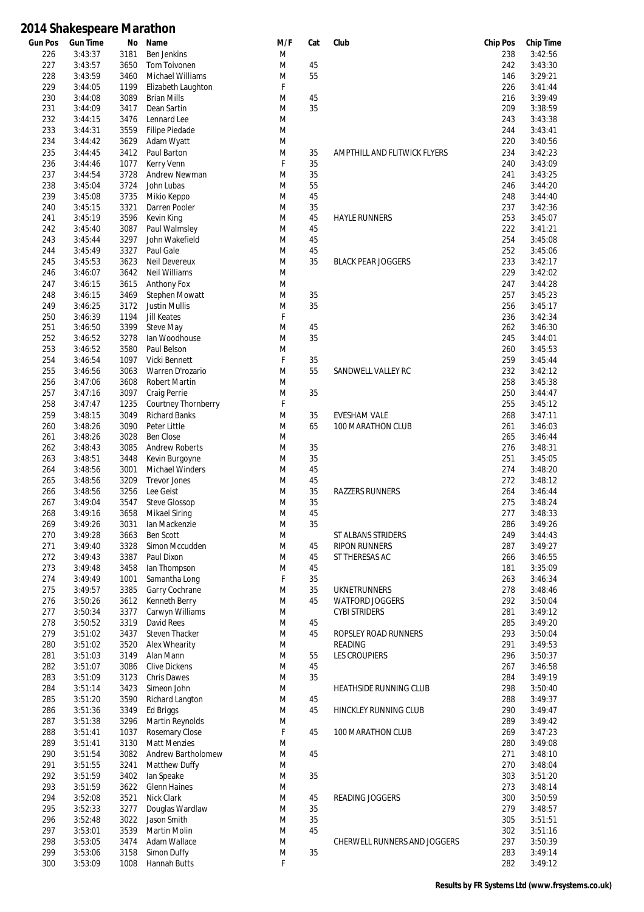# 2014 Shakespeare Marathon

| Gun Pos | Gun Time | No | Name | M/F | Cat | Club | Chip Pos | Chip Time |
|---|---|---|---|---|---|---|---|---|
| 226 | 3:43:37 | 3181 | Ben Jenkins | M | | | 238 | 3:42:56 |
| 227 | 3:43:57 | 3650 | Tom Toivonen | M | 45 | | 242 | 3:43:30 |
| 228 | 3:43:59 | 3460 | Michael Williams | M | 55 | | 146 | 3:29:21 |
| 229 | 3:44:05 | 1199 | Elizabeth Laughton | F | | | 226 | 3:41:44 |
| 230 | 3:44:08 | 3089 | Brian Mills | M | 45 | | 216 | 3:39:49 |
| 231 | 3:44:09 | 3417 | Dean Sartin | M | 35 | | 209 | 3:38:59 |
| 232 | 3:44:15 | 3476 | Lennard Lee | M | | | 243 | 3:43:38 |
| 233 | 3:44:31 | 3559 | Filipe Piedade | M | | | 244 | 3:43:41 |
| 234 | 3:44:42 | 3629 | Adam Wyatt | M | | | 220 | 3:40:56 |
| 235 | 3:44:45 | 3412 | Paul Barton | M | 35 | AMPTHILL AND FLITWICK FLYERS | 234 | 3:42:23 |
| 236 | 3:44:46 | 1077 | Kerry Venn | F | 35 | | 240 | 3:43:09 |
| 237 | 3:44:54 | 3728 | Andrew Newman | M | 35 | | 241 | 3:43:25 |
| 238 | 3:45:04 | 3724 | John Lubas | M | 55 | | 246 | 3:44:20 |
| 239 | 3:45:08 | 3735 | Mikio Keppo | M | 45 | | 248 | 3:44:40 |
| 240 | 3:45:15 | 3321 | Darren Pooler | M | 35 | | 237 | 3:42:36 |
| 241 | 3:45:19 | 3596 | Kevin King | M | 45 | HAYLE RUNNERS | 253 | 3:45:07 |
| 242 | 3:45:40 | 3087 | Paul Walmsley | M | 45 | | 222 | 3:41:21 |
| 243 | 3:45:44 | 3297 | John Wakefield | M | 45 | | 254 | 3:45:08 |
| 244 | 3:45:49 | 3327 | Paul Gale | M | 45 | | 252 | 3:45:06 |
| 245 | 3:45:53 | 3623 | Neil Devereux | M | 35 | BLACK PEAR JOGGERS | 233 | 3:42:17 |
| 246 | 3:46:07 | 3642 | Neil Williams | M | | | 229 | 3:42:02 |
| 247 | 3:46:15 | 3615 | Anthony Fox | M | | | 247 | 3:44:28 |
| 248 | 3:46:15 | 3469 | Stephen Mowatt | M | 35 | | 257 | 3:45:23 |
| 249 | 3:46:25 | 3172 | Justin Mullis | M | 35 | | 256 | 3:45:17 |
| 250 | 3:46:39 | 1194 | Jill Keates | F | | | 236 | 3:42:34 |
| 251 | 3:46:50 | 3399 | Steve May | M | 45 | | 262 | 3:46:30 |
| 252 | 3:46:52 | 3278 | Ian Woodhouse | M | 35 | | 245 | 3:44:01 |
| 253 | 3:46:52 | 3580 | Paul Belson | M | | | 260 | 3:45:53 |
| 254 | 3:46:54 | 1097 | Vicki Bennett | F | 35 | | 259 | 3:45:44 |
| 255 | 3:46:56 | 3063 | Warren D'rozario | M | 55 | SANDWELL VALLEY RC | 232 | 3:42:12 |
| 256 | 3:47:06 | 3608 | Robert Martin | M | | | 258 | 3:45:38 |
| 257 | 3:47:16 | 3097 | Craig Perrie | M | 35 | | 250 | 3:44:47 |
| 258 | 3:47:47 | 1235 | Courtney Thornberry | F | | | 255 | 3:45:12 |
| 259 | 3:48:15 | 3049 | Richard Banks | M | 35 | EVESHAM VALE | 268 | 3:47:11 |
| 260 | 3:48:26 | 3090 | Peter Little | M | 65 | 100 MARATHON CLUB | 261 | 3:46:03 |
| 261 | 3:48:26 | 3028 | Ben Close | M | | | 265 | 3:46:44 |
| 262 | 3:48:43 | 3085 | Andrew Roberts | M | 35 | | 276 | 3:48:31 |
| 263 | 3:48:51 | 3448 | Kevin Burgoyne | M | 35 | | 251 | 3:45:05 |
| 264 | 3:48:56 | 3001 | Michael Winders | M | 45 | | 274 | 3:48:20 |
| 265 | 3:48:56 | 3209 | Trevor Jones | M | 45 | | 272 | 3:48:12 |
| 266 | 3:48:56 | 3256 | Lee Geist | M | 35 | RAZZERS RUNNERS | 264 | 3:46:44 |
| 267 | 3:49:04 | 3547 | Steve Glossop | M | 35 | | 275 | 3:48:24 |
| 268 | 3:49:16 | 3658 | Mikael Siring | M | 45 | | 277 | 3:48:33 |
| 269 | 3:49:26 | 3031 | Ian Mackenzie | M | 35 | | 286 | 3:49:26 |
| 270 | 3:49:28 | 3663 | Ben Scott | M | | ST ALBANS STRIDERS | 249 | 3:44:43 |
| 271 | 3:49:40 | 3328 | Simon Mccudden | M | 45 | RIPON RUNNERS | 287 | 3:49:27 |
| 272 | 3:49:43 | 3387 | Paul Dixon | M | 45 | ST THERESAS AC | 266 | 3:46:55 |
| 273 | 3:49:48 | 3458 | Ian Thompson | M | 45 | | 181 | 3:35:09 |
| 274 | 3:49:49 | 1001 | Samantha Long | F | 35 | | 263 | 3:46:34 |
| 275 | 3:49:57 | 3385 | Garry Cochrane | M | 35 | UKNETRUNNERS | 278 | 3:48:46 |
| 276 | 3:50:26 | 3612 | Kenneth Berry | M | 45 | WATFORD JOGGERS | 292 | 3:50:04 |
| 277 | 3:50:34 | 3377 | Carwyn Williams | M | | CYBI STRIDERS | 281 | 3:49:12 |
| 278 | 3:50:52 | 3319 | David Rees | M | 45 | | 285 | 3:49:20 |
| 279 | 3:51:02 | 3437 | Steven Thacker | M | 45 | ROPSLEY ROAD RUNNERS | 293 | 3:50:04 |
| 280 | 3:51:02 | 3520 | Alex Whearity | M | | READING | 291 | 3:49:53 |
| 281 | 3:51:03 | 3149 | Alan Mann | M | 55 | LES CROUPIERS | 296 | 3:50:37 |
| 282 | 3:51:07 | 3086 | Clive Dickens | M | 45 | | 267 | 3:46:58 |
| 283 | 3:51:09 | 3123 | Chris Dawes | M | 35 | | 284 | 3:49:19 |
| 284 | 3:51:14 | 3423 | Simeon John | M | | HEATHSIDE RUNNING CLUB | 298 | 3:50:40 |
| 285 | 3:51:20 | 3590 | Richard Langton | M | 45 | | 288 | 3:49:37 |
| 286 | 3:51:36 | 3349 | Ed Briggs | M | 45 | HINCKLEY RUNNING CLUB | 290 | 3:49:47 |
| 287 | 3:51:38 | 3296 | Martin Reynolds | M | | | 289 | 3:49:42 |
| 288 | 3:51:41 | 1037 | Rosemary Close | F | 45 | 100 MARATHON CLUB | 269 | 3:47:23 |
| 289 | 3:51:41 | 3130 | Matt Menzies | M | | | 280 | 3:49:08 |
| 290 | 3:51:54 | 3082 | Andrew Bartholomew | M | 45 | | 271 | 3:48:10 |
| 291 | 3:51:55 | 3241 | Matthew Duffy | M | | | 270 | 3:48:04 |
| 292 | 3:51:59 | 3402 | Ian Speake | M | 35 | | 303 | 3:51:20 |
| 293 | 3:51:59 | 3622 | Glenn Haines | M | | | 273 | 3:48:14 |
| 294 | 3:52:08 | 3521 | Nick Clark | M | 45 | READING JOGGERS | 300 | 3:50:59 |
| 295 | 3:52:33 | 3277 | Douglas Wardlaw | M | 35 | | 279 | 3:48:57 |
| 296 | 3:52:48 | 3022 | Jason Smith | M | 35 | | 305 | 3:51:51 |
| 297 | 3:53:01 | 3539 | Martin Molin | M | 45 | | 302 | 3:51:16 |
| 298 | 3:53:05 | 3474 | Adam Wallace | M | | CHERWELL RUNNERS AND JOGGERS | 297 | 3:50:39 |
| 299 | 3:53:06 | 3158 | Simon Duffy | M | 35 | | 283 | 3:49:14 |
| 300 | 3:53:09 | 1008 | Hannah Butts | F | | | 282 | 3:49:12 |

**Results by FR Systems Ltd (www.frsystems.co.uk)**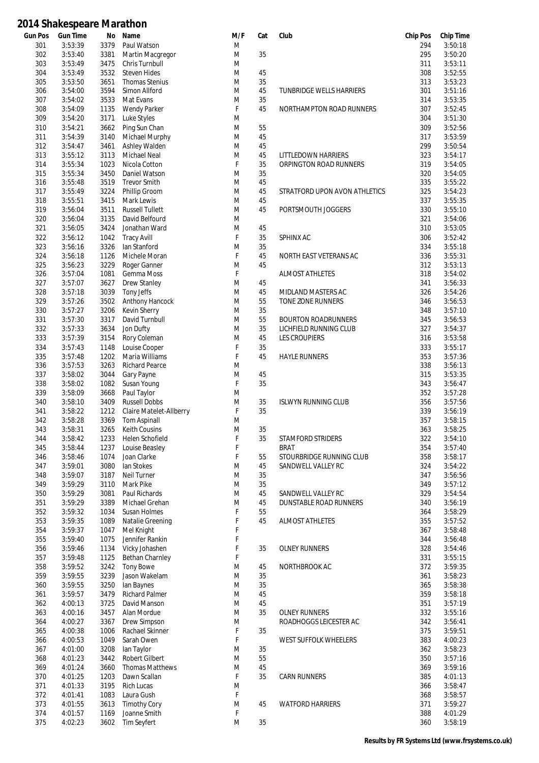# 2014 Shakespeare Marathon

| Gun Pos | Gun Time | No | Name | M/F | Cat | Club | Chip Pos | Chip Time |
|---|---|---|---|---|---|---|---|---|
| 301 | 3:53:39 | 3379 | Paul Watson | M | | | 294 | 3:50:18 |
| 302 | 3:53:40 | 3381 | Martin Macgregor | M | 35 | | 295 | 3:50:20 |
| 303 | 3:53:49 | 3475 | Chris Turnbull | M | | | 311 | 3:53:11 |
| 304 | 3:53:49 | 3532 | Steven Hides | M | 45 | | 308 | 3:52:55 |
| 305 | 3:53:50 | 3651 | Thomas Stenius | M | 35 | | 313 | 3:53:23 |
| 306 | 3:54:00 | 3594 | Simon Allford | M | 45 | TUNBRIDGE WELLS HARRIERS | 301 | 3:51:16 |
| 307 | 3:54:02 | 3533 | Mat Evans | M | 35 | | 314 | 3:53:35 |
| 308 | 3:54:09 | 1135 | Wendy Parker | F | 45 | NORTHAMPTON ROAD RUNNERS | 307 | 3:52:45 |
| 309 | 3:54:20 | 3171 | Luke Styles | M | | | 304 | 3:51:30 |
| 310 | 3:54:21 | 3662 | Ping Sun Chan | M | 55 | | 309 | 3:52:56 |
| 311 | 3:54:39 | 3140 | Michael Murphy | M | 45 | | 317 | 3:53:59 |
| 312 | 3:54:47 | 3461 | Ashley Walden | M | 45 | | 299 | 3:50:54 |
| 313 | 3:55:12 | 3113 | Michael Neal | M | 45 | LITTLEDOWN HARRIERS | 323 | 3:54:17 |
| 314 | 3:55:34 | 1023 | Nicola Cotton | F | 35 | ORPINGTON ROAD RUNNERS | 319 | 3:54:05 |
| 315 | 3:55:34 | 3450 | Daniel Watson | M | 35 | | 320 | 3:54:05 |
| 316 | 3:55:48 | 3519 | Trevor Smith | M | 45 | | 335 | 3:55:22 |
| 317 | 3:55:49 | 3224 | Phillip Groom | M | 45 | STRATFORD UPON AVON ATHLETICS | 325 | 3:54:23 |
| 318 | 3:55:51 | 3415 | Mark Lewis | M | 45 | | 337 | 3:55:35 |
| 319 | 3:56:04 | 3511 | Russell Tullett | M | 45 | PORTSMOUTH JOGGERS | 330 | 3:55:10 |
| 320 | 3:56:04 | 3135 | David Belfourd | M | | | 321 | 3:54:06 |
| 321 | 3:56:05 | 3424 | Jonathan Ward | M | 45 | | 310 | 3:53:05 |
| 322 | 3:56:12 | 1042 | Tracy Avill | F | 35 | SPHINX AC | 306 | 3:52:42 |
| 323 | 3:56:16 | 3326 | Ian Stanford | M | 35 | | 334 | 3:55:18 |
| 324 | 3:56:18 | 1126 | Michele Moran | F | 45 | NORTH EAST VETERANS AC | 336 | 3:55:31 |
| 325 | 3:56:23 | 3229 | Roger Ganner | M | 45 | | 312 | 3:53:13 |
| 326 | 3:57:04 | 1081 | Gemma Moss | F | | ALMOST ATHLETES | 318 | 3:54:02 |
| 327 | 3:57:07 | 3627 | Drew Stanley | M | 45 | | 341 | 3:56:33 |
| 328 | 3:57:18 | 3039 | Tony Jeffs | M | 45 | MIDLAND MASTERS AC | 326 | 3:54:26 |
| 329 | 3:57:26 | 3502 | Anthony Hancock | M | 55 | TONE ZONE RUNNERS | 346 | 3:56:53 |
| 330 | 3:57:27 | 3206 | Kevin Sherry | M | 35 | | 348 | 3:57:10 |
| 331 | 3:57:30 | 3317 | David Turnbull | M | 55 | BOURTON ROADRUNNERS | 345 | 3:56:53 |
| 332 | 3:57:33 | 3634 | Jon Dufty | M | 35 | LICHFIELD RUNNING CLUB | 327 | 3:54:37 |
| 333 | 3:57:39 | 3154 | Rory Coleman | M | 45 | LES CROUPIERS | 316 | 3:53:58 |
| 334 | 3:57:43 | 1148 | Louise Cooper | F | 35 | | 333 | 3:55:17 |
| 335 | 3:57:48 | 1202 | Maria Williams | F | 45 | HAYLE RUNNERS | 353 | 3:57:36 |
| 336 | 3:57:53 | 3263 | Richard Pearce | M | | | 338 | 3:56:13 |
| 337 | 3:58:02 | 3044 | Gary Payne | M | 45 | | 315 | 3:53:35 |
| 338 | 3:58:02 | 1082 | Susan Young | F | 35 | | 343 | 3:56:47 |
| 339 | 3:58:09 | 3668 | Paul Taylor | M | | | 352 | 3:57:28 |
| 340 | 3:58:10 | 3409 | Russell Dobbs | M | 35 | ISLWYN RUNNING CLUB | 356 | 3:57:56 |
| 341 | 3:58:22 | 1212 | Claire Matelet-Allberry | F | 35 | | 339 | 3:56:19 |
| 342 | 3:58:28 | 3369 | Tom Aspinall | M | | | 357 | 3:58:15 |
| 343 | 3:58:31 | 3265 | Keith Cousins | M | 35 | | 363 | 3:58:25 |
| 344 | 3:58:42 | 1233 | Helen Schofield | F | 35 | STAMFORD STRIDERS | 322 | 3:54:10 |
| 345 | 3:58:44 | 1237 | Louise Beasley | F | | BRAT | 354 | 3:57:40 |
| 346 | 3:58:46 | 1074 | Joan Clarke | F | 55 | STOURBRIDGE RUNNING CLUB | 358 | 3:58:17 |
| 347 | 3:59:01 | 3080 | Ian Stokes | M | 45 | SANDWELL VALLEY RC | 324 | 3:54:22 |
| 348 | 3:59:07 | 3187 | Neil Turner | M | 35 | | 347 | 3:56:56 |
| 349 | 3:59:29 | 3110 | Mark Pike | M | 35 | | 349 | 3:57:12 |
| 350 | 3:59:29 | 3081 | Paul Richards | M | 45 | SANDWELL VALLEY RC | 329 | 3:54:54 |
| 351 | 3:59:29 | 3389 | Michael Grehan | M | 45 | DUNSTABLE ROAD RUNNERS | 340 | 3:56:19 |
| 352 | 3:59:32 | 1034 | Susan Holmes | F | 55 | | 364 | 3:58:29 |
| 353 | 3:59:35 | 1089 | Natalie Greening | F | 45 | ALMOST ATHLETES | 355 | 3:57:52 |
| 354 | 3:59:37 | 1047 | Mel Knight | F | | | 367 | 3:58:48 |
| 355 | 3:59:40 | 1075 | Jennifer Rankin | F | | | 344 | 3:56:48 |
| 356 | 3:59:46 | 1134 | Vicky Johashen | F | 35 | OLNEY RUNNERS | 328 | 3:54:46 |
| 357 | 3:59:48 | 1125 | Bethan Charnley | F | | | 331 | 3:55:15 |
| 358 | 3:59:52 | 3242 | Tony Bowe | M | 45 | NORTHBROOK AC | 372 | 3:59:35 |
| 359 | 3:59:55 | 3239 | Jason Wakelam | M | 35 | | 361 | 3:58:23 |
| 360 | 3:59:55 | 3250 | Ian Baynes | M | 35 | | 365 | 3:58:38 |
| 361 | 3:59:57 | 3479 | Richard Palmer | M | 45 | | 359 | 3:58:18 |
| 362 | 4:00:13 | 3725 | David Manson | M | 45 | | 351 | 3:57:19 |
| 363 | 4:00:16 | 3457 | Alan Mordue | M | 35 | OLNEY RUNNERS | 332 | 3:55:16 |
| 364 | 4:00:27 | 3367 | Drew Simpson | M | | ROADHOGGS LEICESTER AC | 342 | 3:56:41 |
| 365 | 4:00:38 | 1006 | Rachael Skinner | F | 35 | | 375 | 3:59:51 |
| 366 | 4:00:53 | 1049 | Sarah Owen | F | | WEST SUFFOLK WHEELERS | 383 | 4:00:23 |
| 367 | 4:01:00 | 3208 | Ian Taylor | M | 35 | | 362 | 3:58:23 |
| 368 | 4:01:23 | 3442 | Robert Gilbert | M | 55 | | 350 | 3:57:16 |
| 369 | 4:01:24 | 3660 | Thomas Matthews | M | 45 | | 369 | 3:59:16 |
| 370 | 4:01:25 | 1203 | Dawn Scallan | F | 35 | CARN RUNNERS | 385 | 4:01:13 |
| 371 | 4:01:33 | 3195 | Rich Lucas | M | | | 366 | 3:58:47 |
| 372 | 4:01:41 | 1083 | Laura Gush | F | | | 368 | 3:58:57 |
| 373 | 4:01:55 | 3613 | Timothy Cory | M | 45 | WATFORD HARRIERS | 371 | 3:59:27 |
| 374 | 4:01:57 | 1169 | Joanne Smith | F | | | 388 | 4:01:29 |
| 375 | 4:02:23 | 3602 | Tim Seyfert | M | 35 | | 360 | 3:58:19 |

**Results by FR Systems Ltd (www.frsystems.co.uk)**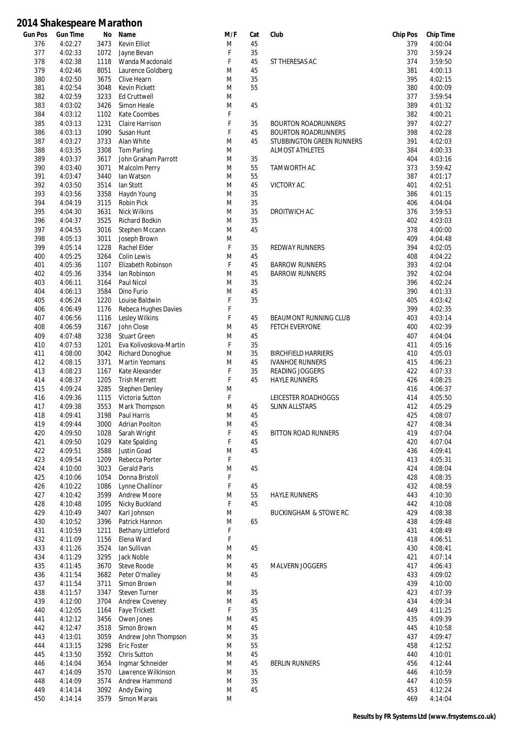# 2014 Shakespeare Marathon

| Gun Pos | Gun Time | No | Name | M/F | Cat | Club | Chip Pos | Chip Time |
|---|---|---|---|---|---|---|---|---|
| 376 | 4:02:27 | 3473 | Kevin Elliot | M | 45 | | 379 | 4:00:04 |
| 377 | 4:02:33 | 1072 | Jayne Bevan | F | 35 | | 370 | 3:59:24 |
| 378 | 4:02:38 | 1118 | Wanda Macdonald | F | 45 | ST THERESAS AC | 374 | 3:59:50 |
| 379 | 4:02:46 | 8051 | Laurence Goldberg | M | 45 | | 381 | 4:00:13 |
| 380 | 4:02:50 | 3675 | Clive Hearn | M | 35 | | 395 | 4:02:15 |
| 381 | 4:02:54 | 3048 | Kevin Pickett | M | 55 | | 380 | 4:00:09 |
| 382 | 4:02:59 | 3233 | Ed Cruttwell | M | | | 377 | 3:59:54 |
| 383 | 4:03:02 | 3426 | Simon Heale | M | 45 | | 389 | 4:01:32 |
| 384 | 4:03:12 | 1102 | Kate Coombes | F | | | 382 | 4:00:21 |
| 385 | 4:03:13 | 1231 | Claire Harrison | F | 35 | BOURTON ROADRUNNERS | 397 | 4:02:27 |
| 386 | 4:03:13 | 1090 | Susan Hunt | F | 45 | BOURTON ROADRUNNERS | 398 | 4:02:28 |
| 387 | 4:03:27 | 3733 | Alan White | M | 45 | STUBBINGTON GREEN RUNNERS | 391 | 4:02:03 |
| 388 | 4:03:35 | 3308 | Tom Parling | M | | ALMOST ATHLETES | 384 | 4:00:33 |
| 389 | 4:03:37 | 3617 | John Graham Parrott | M | 35 | | 404 | 4:03:16 |
| 390 | 4:03:40 | 3071 | Malcolm Perry | M | 55 | TAMWORTH AC | 373 | 3:59:42 |
| 391 | 4:03:47 | 3440 | Ian Watson | M | 55 | | 387 | 4:01:17 |
| 392 | 4:03:50 | 3514 | Ian Stott | M | 45 | VICTORY AC | 401 | 4:02:51 |
| 393 | 4:03:56 | 3358 | Haydn Young | M | 35 | | 386 | 4:01:15 |
| 394 | 4:04:19 | 3115 | Robin Pick | M | 35 | | 406 | 4:04:04 |
| 395 | 4:04:30 | 3631 | Nick Wilkins | M | 35 | DROITWICH AC | 376 | 3:59:53 |
| 396 | 4:04:37 | 3525 | Richard Bodkin | M | 35 | | 402 | 4:03:03 |
| 397 | 4:04:55 | 3016 | Stephen Mccann | M | 45 | | 378 | 4:00:00 |
| 398 | 4:05:13 | 3011 | Joseph Brown | M | | | 409 | 4:04:48 |
| 399 | 4:05:14 | 1228 | Rachel Elder | F | 35 | REDWAY RUNNERS | 394 | 4:02:05 |
| 400 | 4:05:25 | 3264 | Colin Lewis | M | 45 | | 408 | 4:04:22 |
| 401 | 4:05:36 | 1107 | Elizabeth Robinson | F | 45 | BARROW RUNNERS | 393 | 4:02:04 |
| 402 | 4:05:36 | 3354 | Ian Robinson | M | 45 | BARROW RUNNERS | 392 | 4:02:04 |
| 403 | 4:06:11 | 3164 | Paul Nicol | M | 35 | | 396 | 4:02:24 |
| 404 | 4:06:13 | 3584 | Dino Furio | M | 45 | | 390 | 4:01:33 |
| 405 | 4:06:24 | 1220 | Louise Baldwin | F | 35 | | 405 | 4:03:42 |
| 406 | 4:06:49 | 1176 | Rebeca Hughes Davies | F | | | 399 | 4:02:35 |
| 407 | 4:06:56 | 1116 | Lesley Wilkins | F | 45 | BEAUMONT RUNNING CLUB | 403 | 4:03:14 |
| 408 | 4:06:59 | 3167 | John Close | M | 45 | FETCH EVERYONE | 400 | 4:02:39 |
| 409 | 4:07:48 | 3238 | Stuart Green | M | 45 | | 407 | 4:04:04 |
| 410 | 4:07:53 | 1201 | Eva Kolivoskova-Martin | F | 35 | | 411 | 4:05:16 |
| 411 | 4:08:00 | 3042 | Richard Donoghue | M | 35 | BIRCHFIELD HARRIERS | 410 | 4:05:03 |
| 412 | 4:08:15 | 3371 | Martin Yeomans | M | 45 | IVANHOE RUNNERS | 415 | 4:06:23 |
| 413 | 4:08:23 | 1167 | Kate Alexander | F | 35 | READING JOGGERS | 422 | 4:07:33 |
| 414 | 4:08:37 | 1205 | Trish Merrett | F | 45 | HAYLE RUNNERS | 426 | 4:08:25 |
| 415 | 4:09:24 | 3285 | Stephen Denley | M | | | 416 | 4:06:37 |
| 416 | 4:09:36 | 1115 | Victoria Sutton | F | | LEICESTER ROADHOGGS | 414 | 4:05:50 |
| 417 | 4:09:38 | 3553 | Mark Thompson | M | 45 | SLINN ALLSTARS | 412 | 4:05:29 |
| 418 | 4:09:41 | 3198 | Paul Harris | M | 45 | | 425 | 4:08:07 |
| 419 | 4:09:44 | 3000 | Adrian Poolton | M | 45 | | 427 | 4:08:34 |
| 420 | 4:09:50 | 1028 | Sarah Wright | F | 45 | BITTON ROAD RUNNERS | 419 | 4:07:04 |
| 421 | 4:09:50 | 1029 | Kate Spalding | F | 45 | | 420 | 4:07:04 |
| 422 | 4:09:51 | 3588 | Justin Goad | M | 45 | | 436 | 4:09:41 |
| 423 | 4:09:54 | 1209 | Rebecca Porter | F | | | 413 | 4:05:31 |
| 424 | 4:10:00 | 3023 | Gerald Paris | M | 45 | | 424 | 4:08:04 |
| 425 | 4:10:06 | 1054 | Donna Bristoll | F | | | 428 | 4:08:35 |
| 426 | 4:10:22 | 1086 | Lynne Challinor | F | 45 | | 432 | 4:08:59 |
| 427 | 4:10:42 | 3599 | Andrew Moore | M | 55 | HAYLE RUNNERS | 443 | 4:10:30 |
| 428 | 4:10:48 | 1095 | Nicky Buckland | F | 45 | | 442 | 4:10:08 |
| 429 | 4:10:49 | 3407 | Karl Johnson | M | | BUCKINGHAM & STOWE RC | 429 | 4:08:38 |
| 430 | 4:10:52 | 3396 | Patrick Hannon | M | 65 | | 438 | 4:09:48 |
| 431 | 4:10:59 | 1211 | Bethany Littleford | F | | | 431 | 4:08:49 |
| 432 | 4:11:09 | 1156 | Elena Ward | F | | | 418 | 4:06:51 |
| 433 | 4:11:26 | 3524 | Ian Sullivan | M | 45 | | 430 | 4:08:41 |
| 434 | 4:11:29 | 3295 | Jack Noble | M | | | 421 | 4:07:14 |
| 435 | 4:11:45 | 3670 | Steve Roode | M | 45 | MALVERN JOGGERS | 417 | 4:06:43 |
| 436 | 4:11:54 | 3682 | Peter O'malley | M | 45 | | 433 | 4:09:02 |
| 437 | 4:11:54 | 3711 | Simon Brown | M | | | 439 | 4:10:00 |
| 438 | 4:11:57 | 3347 | Steven Turner | M | 35 | | 423 | 4:07:39 |
| 439 | 4:12:00 | 3704 | Andrew Coveney | M | 45 | | 434 | 4:09:34 |
| 440 | 4:12:05 | 1164 | Faye Trickett | F | 35 | | 449 | 4:11:25 |
| 441 | 4:12:12 | 3456 | Owen Jones | M | 45 | | 435 | 4:09:39 |
| 442 | 4:12:47 | 3518 | Simon Brown | M | 45 | | 445 | 4:10:58 |
| 443 | 4:13:01 | 3059 | Andrew John Thompson | M | 35 | | 437 | 4:09:47 |
| 444 | 4:13:15 | 3298 | Eric Foster | M | 55 | | 458 | 4:12:52 |
| 445 | 4:13:50 | 3592 | Chris Sutton | M | 45 | | 440 | 4:10:01 |
| 446 | 4:14:04 | 3654 | Ingmar Schneider | M | 45 | BERLIN RUNNERS | 456 | 4:12:44 |
| 447 | 4:14:09 | 3570 | Lawrence Wilkinson | M | 35 | | 446 | 4:10:59 |
| 448 | 4:14:09 | 3574 | Andrew Hammond | M | 35 | | 447 | 4:10:59 |
| 449 | 4:14:14 | 3092 | Andy Ewing | M | 45 | | 453 | 4:12:24 |
| 450 | 4:14:14 | 3579 | Simon Marais | M | | | 469 | 4:14:04 |

**Results by FR Systems Ltd (www.frsystems.co.uk)**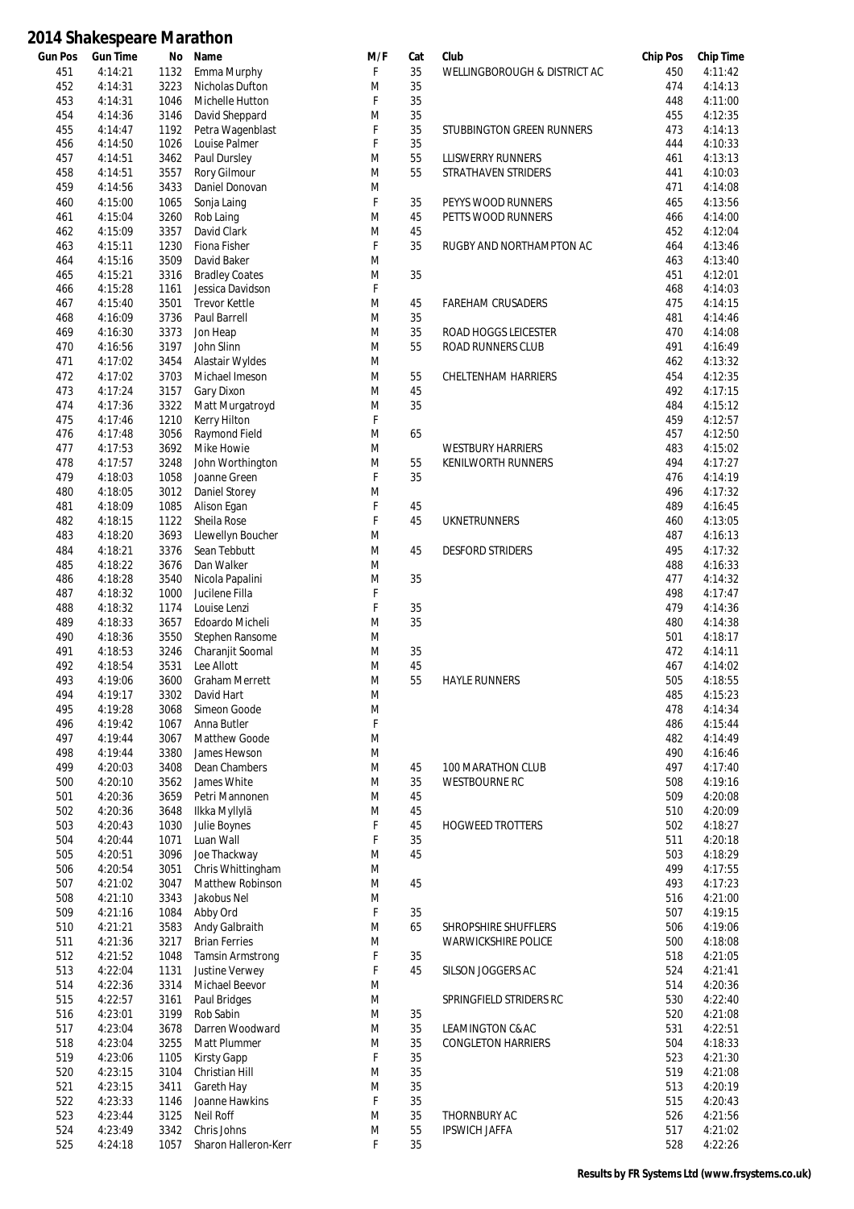# 2014 Shakespeare Marathon

| Gun Pos | Gun Time | No | Name | M/F | Cat | Club | Chip Pos | Chip Time |
|---|---|---|---|---|---|---|---|---|
| 451 | 4:14:21 | 1132 | Emma Murphy | F | 35 | WELLINGBOROUGH & DISTRICT AC | 450 | 4:11:42 |
| 452 | 4:14:31 | 3223 | Nicholas Dufton | M | 35 | | 474 | 4:14:13 |
| 453 | 4:14:31 | 1046 | Michelle Hutton | F | 35 | | 448 | 4:11:00 |
| 454 | 4:14:36 | 3146 | David Sheppard | M | 35 | | 455 | 4:12:35 |
| 455 | 4:14:47 | 1192 | Petra Wagenblast | F | 35 | STUBBINGTON GREEN RUNNERS | 473 | 4:14:13 |
| 456 | 4:14:50 | 1026 | Louise Palmer | F | 35 | | 444 | 4:10:33 |
| 457 | 4:14:51 | 3462 | Paul Dursley | M | 55 | LLISWERRY RUNNERS | 461 | 4:13:13 |
| 458 | 4:14:51 | 3557 | Rory Gilmour | M | 55 | STRATHAVEN STRIDERS | 441 | 4:10:03 |
| 459 | 4:14:56 | 3433 | Daniel Donovan | M | | | 471 | 4:14:08 |
| 460 | 4:15:00 | 1065 | Sonja Laing | F | 35 | PEYYS WOOD RUNNERS | 465 | 4:13:56 |
| 461 | 4:15:04 | 3260 | Rob Laing | M | 45 | PETTS WOOD RUNNERS | 466 | 4:14:00 |
| 462 | 4:15:09 | 3357 | David Clark | M | 45 | | 452 | 4:12:04 |
| 463 | 4:15:11 | 1230 | Fiona Fisher | F | 35 | RUGBY AND NORTHAMPTON AC | 464 | 4:13:46 |
| 464 | 4:15:16 | 3509 | David Baker | M | | | 463 | 4:13:40 |
| 465 | 4:15:21 | 3316 | Bradley Coates | M | 35 | | 451 | 4:12:01 |
| 466 | 4:15:28 | 1161 | Jessica Davidson | F | | | 468 | 4:14:03 |
| 467 | 4:15:40 | 3501 | Trevor Kettle | M | 45 | FAREHAM CRUSADERS | 475 | 4:14:15 |
| 468 | 4:16:09 | 3736 | Paul Barrell | M | 35 | | 481 | 4:14:46 |
| 469 | 4:16:30 | 3373 | Jon Heap | M | 35 | ROAD HOGGS LEICESTER | 470 | 4:14:08 |
| 470 | 4:16:56 | 3197 | John Slinn | M | 55 | ROAD RUNNERS CLUB | 491 | 4:16:49 |
| 471 | 4:17:02 | 3454 | Alastair Wyldes | M | | | 462 | 4:13:32 |
| 472 | 4:17:02 | 3703 | Michael Imeson | M | 55 | CHELTENHAM HARRIERS | 454 | 4:12:35 |
| 473 | 4:17:24 | 3157 | Gary Dixon | M | 45 | | 492 | 4:17:15 |
| 474 | 4:17:36 | 3322 | Matt Murgatroyd | M | 35 | | 484 | 4:15:12 |
| 475 | 4:17:46 | 1210 | Kerry Hilton | F | | | 459 | 4:12:57 |
| 476 | 4:17:48 | 3056 | Raymond Field | M | 65 | | 457 | 4:12:50 |
| 477 | 4:17:53 | 3692 | Mike Howie | M | | WESTBURY HARRIERS | 483 | 4:15:02 |
| 478 | 4:17:57 | 3248 | John Worthington | M | 55 | KENILWORTH RUNNERS | 494 | 4:17:27 |
| 479 | 4:18:03 | 1058 | Joanne Green | F | 35 | | 476 | 4:14:19 |
| 480 | 4:18:05 | 3012 | Daniel Storey | M | | | 496 | 4:17:32 |
| 481 | 4:18:09 | 1085 | Alison Egan | F | 45 | | 489 | 4:16:45 |
| 482 | 4:18:15 | 1122 | Sheila Rose | F | 45 | UKNETRUNNERS | 460 | 4:13:05 |
| 483 | 4:18:20 | 3693 | Llewellyn Boucher | M | | | 487 | 4:16:13 |
| 484 | 4:18:21 | 3376 | Sean Tebbutt | M | 45 | DESFORD STRIDERS | 495 | 4:17:32 |
| 485 | 4:18:22 | 3676 | Dan Walker | M | | | 488 | 4:16:33 |
| 486 | 4:18:28 | 3540 | Nicola Papalini | M | 35 | | 477 | 4:14:32 |
| 487 | 4:18:32 | 1000 | Jucilene Filla | F | | | 498 | 4:17:47 |
| 488 | 4:18:32 | 1174 | Louise Lenzi | F | 35 | | 479 | 4:14:36 |
| 489 | 4:18:33 | 3657 | Edoardo Micheli | M | 35 | | 480 | 4:14:38 |
| 490 | 4:18:36 | 3550 | Stephen Ransome | M | | | 501 | 4:18:17 |
| 491 | 4:18:53 | 3246 | Charanjit Soomal | M | 35 | | 472 | 4:14:11 |
| 492 | 4:18:54 | 3531 | Lee Allott | M | 45 | | 467 | 4:14:02 |
| 493 | 4:19:06 | 3600 | Graham Merrett | M | 55 | HAYLE RUNNERS | 505 | 4:18:55 |
| 494 | 4:19:17 | 3302 | David Hart | M | | | 485 | 4:15:23 |
| 495 | 4:19:28 | 3068 | Simeon Goode | M | | | 478 | 4:14:34 |
| 496 | 4:19:42 | 1067 | Anna Butler | F | | | 486 | 4:15:44 |
| 497 | 4:19:44 | 3067 | Matthew Goode | M | | | 482 | 4:14:49 |
| 498 | 4:19:44 | 3380 | James Hewson | M | | | 490 | 4:16:46 |
| 499 | 4:20:03 | 3408 | Dean Chambers | M | 45 | 100 MARATHON CLUB | 497 | 4:17:40 |
| 500 | 4:20:10 | 3562 | James White | M | 35 | WESTBOURNE RC | 508 | 4:19:16 |
| 501 | 4:20:36 | 3659 | Petri Mannonen | M | 45 | | 509 | 4:20:08 |
| 502 | 4:20:36 | 3648 | Ilkka Myllylä | M | 45 | | 510 | 4:20:09 |
| 503 | 4:20:43 | 1030 | Julie Boynes | F | 45 | HOGWEED TROTTERS | 502 | 4:18:27 |
| 504 | 4:20:44 | 1071 | Luan Wall | F | 35 | | 511 | 4:20:18 |
| 505 | 4:20:51 | 3096 | Joe Thackway | M | 45 | | 503 | 4:18:29 |
| 506 | 4:20:54 | 3051 | Chris Whittingham | M | | | 499 | 4:17:55 |
| 507 | 4:21:02 | 3047 | Matthew Robinson | M | 45 | | 493 | 4:17:23 |
| 508 | 4:21:10 | 3343 | Jakobus Nel | M | | | 516 | 4:21:00 |
| 509 | 4:21:16 | 1084 | Abby Ord | F | 35 | | 507 | 4:19:15 |
| 510 | 4:21:21 | 3583 | Andy Galbraith | M | 65 | SHROPSHIRE SHUFFLERS | 506 | 4:19:06 |
| 511 | 4:21:36 | 3217 | Brian Ferries | M | | WARWICKSHIRE POLICE | 500 | 4:18:08 |
| 512 | 4:21:52 | 1048 | Tamsin Armstrong | F | 35 | | 518 | 4:21:05 |
| 513 | 4:22:04 | 1131 | Justine Verwey | F | 45 | SILSON JOGGERS AC | 524 | 4:21:41 |
| 514 | 4:22:36 | 3314 | Michael Beevor | M | | | 514 | 4:20:36 |
| 515 | 4:22:57 | 3161 | Paul Bridges | M | | SPRINGFIELD STRIDERS RC | 530 | 4:22:40 |
| 516 | 4:23:01 | 3199 | Rob Sabin | M | 35 | | 520 | 4:21:08 |
| 517 | 4:23:04 | 3678 | Darren Woodward | M | 35 | LEAMINGTON C&AC | 531 | 4:22:51 |
| 518 | 4:23:04 | 3255 | Matt Plummer | M | 35 | CONGLETON HARRIERS | 504 | 4:18:33 |
| 519 | 4:23:06 | 1105 | Kirsty Gapp | F | 35 | | 523 | 4:21:30 |
| 520 | 4:23:15 | 3104 | Christian Hill | M | 35 | | 519 | 4:21:08 |
| 521 | 4:23:15 | 3411 | Gareth Hay | M | 35 | | 513 | 4:20:19 |
| 522 | 4:23:33 | 1146 | Joanne Hawkins | F | 35 | | 515 | 4:20:43 |
| 523 | 4:23:44 | 3125 | Neil Roff | M | 35 | THORNBURY AC | 526 | 4:21:56 |
| 524 | 4:23:49 | 3342 | Chris Johns | M | 55 | IPSWICH JAFFA | 517 | 4:21:02 |
| 525 | 4:24:18 | 1057 | Sharon Halleron-Kerr | F | 35 | | 528 | 4:22:26 |

**Results by FR Systems Ltd (www.frsystems.co.uk)**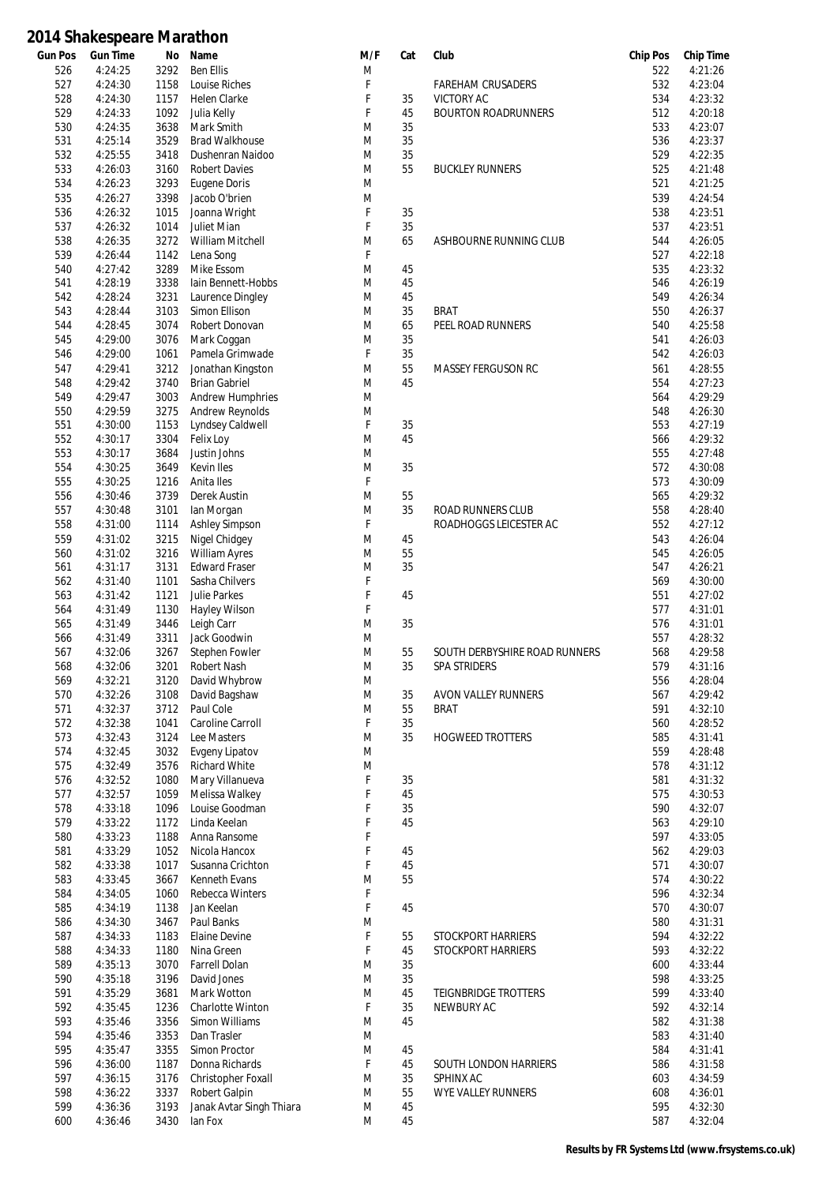# 2014 Shakespeare Marathon

| Gun Pos | Gun Time | No | Name | M/F | Cat | Club | Chip Pos | Chip Time |
|---|---|---|---|---|---|---|---|---|
| 526 | 4:24:25 | 3292 | Ben Ellis | M | | | 522 | 4:21:26 |
| 527 | 4:24:30 | 1158 | Louise Riches | F | | FAREHAM CRUSADERS | 532 | 4:23:04 |
| 528 | 4:24:30 | 1157 | Helen Clarke | F | 35 | VICTORY AC | 534 | 4:23:32 |
| 529 | 4:24:33 | 1092 | Julia Kelly | F | 45 | BOURTON ROADRUNNERS | 512 | 4:20:18 |
| 530 | 4:24:35 | 3638 | Mark Smith | M | 35 | | 533 | 4:23:07 |
| 531 | 4:25:14 | 3529 | Brad Walkhouse | M | 35 | | 536 | 4:23:37 |
| 532 | 4:25:55 | 3418 | Dushenran Naidoo | M | 35 | | 529 | 4:22:35 |
| 533 | 4:26:03 | 3160 | Robert Davies | M | 55 | BUCKLEY RUNNERS | 525 | 4:21:48 |
| 534 | 4:26:23 | 3293 | Eugene Doris | M | | | 521 | 4:21:25 |
| 535 | 4:26:27 | 3398 | Jacob O'brien | M | | | 539 | 4:24:54 |
| 536 | 4:26:32 | 1015 | Joanna Wright | F | 35 | | 538 | 4:23:51 |
| 537 | 4:26:32 | 1014 | Juliet Mian | F | 35 | | 537 | 4:23:51 |
| 538 | 4:26:35 | 3272 | William Mitchell | M | 65 | ASHBOURNE RUNNING CLUB | 544 | 4:26:05 |
| 539 | 4:26:44 | 1142 | Lena Song | F | | | 527 | 4:22:18 |
| 540 | 4:27:42 | 3289 | Mike Essom | M | 45 | | 535 | 4:23:32 |
| 541 | 4:28:19 | 3338 | Iain Bennett-Hobbs | M | 45 | | 546 | 4:26:19 |
| 542 | 4:28:24 | 3231 | Laurence Dingley | M | 45 | | 549 | 4:26:34 |
| 543 | 4:28:44 | 3103 | Simon Ellison | M | 35 | BRAT | 550 | 4:26:37 |
| 544 | 4:28:45 | 3074 | Robert Donovan | M | 65 | PEEL ROAD RUNNERS | 540 | 4:25:58 |
| 545 | 4:29:00 | 3076 | Mark Coggan | M | 35 | | 541 | 4:26:03 |
| 546 | 4:29:00 | 1061 | Pamela Grimwade | F | 35 | | 542 | 4:26:03 |
| 547 | 4:29:41 | 3212 | Jonathan Kingston | M | 55 | MASSEY FERGUSON RC | 561 | 4:28:55 |
| 548 | 4:29:42 | 3740 | Brian Gabriel | M | 45 | | 554 | 4:27:23 |
| 549 | 4:29:47 | 3003 | Andrew Humphries | M | | | 564 | 4:29:29 |
| 550 | 4:29:59 | 3275 | Andrew Reynolds | M | | | 548 | 4:26:30 |
| 551 | 4:30:00 | 1153 | Lyndsey Caldwell | F | 35 | | 553 | 4:27:19 |
| 552 | 4:30:17 | 3304 | Felix Loy | M | 45 | | 566 | 4:29:32 |
| 553 | 4:30:17 | 3684 | Justin Johns | M | | | 555 | 4:27:48 |
| 554 | 4:30:25 | 3649 | Kevin Iles | M | 35 | | 572 | 4:30:08 |
| 555 | 4:30:25 | 1216 | Anita Iles | F | | | 573 | 4:30:09 |
| 556 | 4:30:46 | 3739 | Derek Austin | M | 55 | | 565 | 4:29:32 |
| 557 | 4:30:48 | 3101 | Ian Morgan | M | 35 | ROAD RUNNERS CLUB | 558 | 4:28:40 |
| 558 | 4:31:00 | 1114 | Ashley Simpson | F | | ROADHOGGS LEICESTER AC | 552 | 4:27:12 |
| 559 | 4:31:02 | 3215 | Nigel Chidgey | M | 45 | | 543 | 4:26:04 |
| 560 | 4:31:02 | 3216 | William Ayres | M | 55 | | 545 | 4:26:05 |
| 561 | 4:31:17 | 3131 | Edward Fraser | M | 35 | | 547 | 4:26:21 |
| 562 | 4:31:40 | 1101 | Sasha Chilvers | F | | | 569 | 4:30:00 |
| 563 | 4:31:42 | 1121 | Julie Parkes | F | 45 | | 551 | 4:27:02 |
| 564 | 4:31:49 | 1130 | Hayley Wilson | F | | | 577 | 4:31:01 |
| 565 | 4:31:49 | 3446 | Leigh Carr | M | 35 | | 576 | 4:31:01 |
| 566 | 4:31:49 | 3311 | Jack Goodwin | M | | | 557 | 4:28:32 |
| 567 | 4:32:06 | 3267 | Stephen Fowler | M | 55 | SOUTH DERBYSHIRE ROAD RUNNERS | 568 | 4:29:58 |
| 568 | 4:32:06 | 3201 | Robert Nash | M | 35 | SPA STRIDERS | 579 | 4:31:16 |
| 569 | 4:32:21 | 3120 | David Whybrow | M | | | 556 | 4:28:04 |
| 570 | 4:32:26 | 3108 | David Bagshaw | M | 35 | AVON VALLEY RUNNERS | 567 | 4:29:42 |
| 571 | 4:32:37 | 3712 | Paul Cole | M | 55 | BRAT | 591 | 4:32:10 |
| 572 | 4:32:38 | 1041 | Caroline Carroll | F | 35 | | 560 | 4:28:52 |
| 573 | 4:32:43 | 3124 | Lee Masters | M | 35 | HOGWEED TROTTERS | 585 | 4:31:41 |
| 574 | 4:32:45 | 3032 | Evgeny Lipatov | M | | | 559 | 4:28:48 |
| 575 | 4:32:49 | 3576 | Richard White | M | | | 578 | 4:31:12 |
| 576 | 4:32:52 | 1080 | Mary Villanueva | F | 35 | | 581 | 4:31:32 |
| 577 | 4:32:57 | 1059 | Melissa Walkey | F | 45 | | 575 | 4:30:53 |
| 578 | 4:33:18 | 1096 | Louise Goodman | F | 35 | | 590 | 4:32:07 |
| 579 | 4:33:22 | 1172 | Linda Keelan | F | 45 | | 563 | 4:29:10 |
| 580 | 4:33:23 | 1188 | Anna Ransome | F | | | 597 | 4:33:05 |
| 581 | 4:33:29 | 1052 | Nicola Hancox | F | 45 | | 562 | 4:29:03 |
| 582 | 4:33:38 | 1017 | Susanna Crichton | F | 45 | | 571 | 4:30:07 |
| 583 | 4:33:45 | 3667 | Kenneth Evans | M | 55 | | 574 | 4:30:22 |
| 584 | 4:34:05 | 1060 | Rebecca Winters | F | | | 596 | 4:32:34 |
| 585 | 4:34:19 | 1138 | Jan Keelan | F | 45 | | 570 | 4:30:07 |
| 586 | 4:34:30 | 3467 | Paul Banks | M | | | 580 | 4:31:31 |
| 587 | 4:34:33 | 1183 | Elaine Devine | F | 55 | STOCKPORT HARRIERS | 594 | 4:32:22 |
| 588 | 4:34:33 | 1180 | Nina Green | F | 45 | STOCKPORT HARRIERS | 593 | 4:32:22 |
| 589 | 4:35:13 | 3070 | Farrell Dolan | M | 35 | | 600 | 4:33:44 |
| 590 | 4:35:18 | 3196 | David Jones | M | 35 | | 598 | 4:33:25 |
| 591 | 4:35:29 | 3681 | Mark Wotton | M | 45 | TEIGNBRIDGE TROTTERS | 599 | 4:33:40 |
| 592 | 4:35:45 | 1236 | Charlotte Winton | F | 35 | NEWBURY AC | 592 | 4:32:14 |
| 593 | 4:35:46 | 3356 | Simon Williams | M | 45 | | 582 | 4:31:38 |
| 594 | 4:35:46 | 3353 | Dan Trasler | M | | | 583 | 4:31:40 |
| 595 | 4:35:47 | 3355 | Simon Proctor | M | 45 | | 584 | 4:31:41 |
| 596 | 4:36:00 | 1187 | Donna Richards | F | 45 | SOUTH LONDON HARRIERS | 586 | 4:31:58 |
| 597 | 4:36:15 | 3176 | Christopher Foxall | M | 35 | SPHINX AC | 603 | 4:34:59 |
| 598 | 4:36:22 | 3337 | Robert Galpin | M | 55 | WYE VALLEY RUNNERS | 608 | 4:36:01 |
| 599 | 4:36:36 | 3193 | Janak Avtar Singh Thiara | M | 45 | | 595 | 4:32:30 |
| 600 | 4:36:46 | 3430 | Ian Fox | M | 45 | | 587 | 4:32:04 |

**Results by FR Systems Ltd (www.frsystems.co.uk)**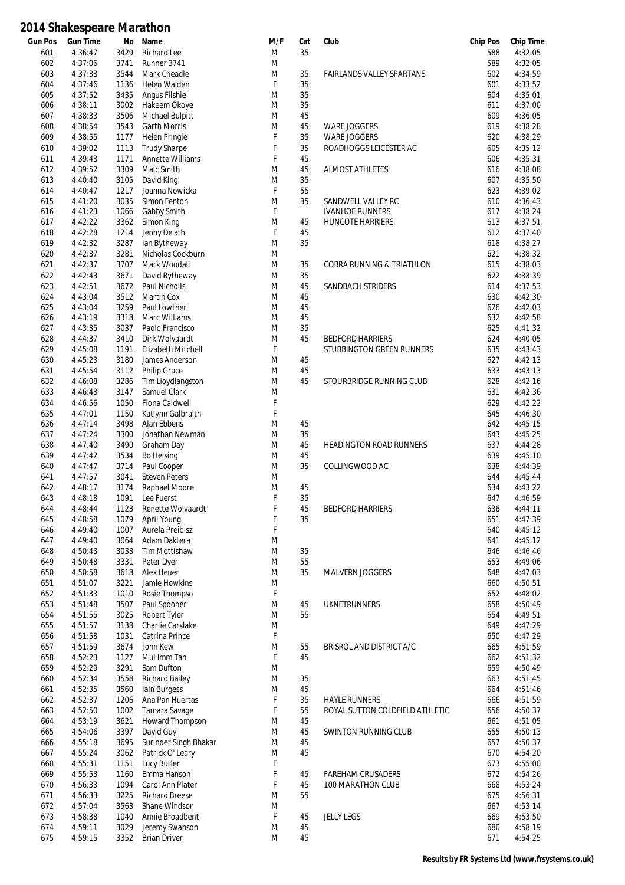# 2014 Shakespeare Marathon

| Gun Pos | Gun Time | No | Name | M/F | Cat | Club | Chip Pos | Chip Time |
|---|---|---|---|---|---|---|---|---|
| 601 | 4:36:47 | 3429 | Richard Lee | M | 35 | | 588 | 4:32:05 |
| 602 | 4:37:06 | 3741 | Runner 3741 | M | | | 589 | 4:32:05 |
| 603 | 4:37:33 | 3544 | Mark Cheadle | M | 35 | FAIRLANDS VALLEY SPARTANS | 602 | 4:34:59 |
| 604 | 4:37:46 | 1136 | Helen Walden | F | 35 | | 601 | 4:33:52 |
| 605 | 4:37:52 | 3435 | Angus Filshie | M | 35 | | 604 | 4:35:01 |
| 606 | 4:38:11 | 3002 | Hakeem Okoye | M | 35 | | 611 | 4:37:00 |
| 607 | 4:38:33 | 3506 | Michael Bulpitt | M | 45 | | 609 | 4:36:05 |
| 608 | 4:38:54 | 3543 | Garth Morris | M | 45 | WARE JOGGERS | 619 | 4:38:28 |
| 609 | 4:38:55 | 1177 | Helen Pringle | F | 35 | WARE JOGGERS | 620 | 4:38:29 |
| 610 | 4:39:02 | 1113 | Trudy Sharpe | F | 35 | ROADHOGGS LEICESTER AC | 605 | 4:35:12 |
| 611 | 4:39:43 | 1171 | Annette Williams | F | 45 | | 606 | 4:35:31 |
| 612 | 4:39:52 | 3309 | Malc Smith | M | 45 | ALMOST ATHLETES | 616 | 4:38:08 |
| 613 | 4:40:40 | 3105 | David King | M | 35 | | 607 | 4:35:50 |
| 614 | 4:40:47 | 1217 | Joanna Nowicka | F | 55 | | 623 | 4:39:02 |
| 615 | 4:41:20 | 3035 | Simon Fenton | M | 35 | SANDWELL VALLEY RC | 610 | 4:36:43 |
| 616 | 4:41:23 | 1066 | Gabby Smith | F | | IVANHOE RUNNERS | 617 | 4:38:24 |
| 617 | 4:42:22 | 3362 | Simon King | M | 45 | HUNCOTE HARRIERS | 613 | 4:37:51 |
| 618 | 4:42:28 | 1214 | Jenny De'ath | F | 45 | | 612 | 4:37:40 |
| 619 | 4:42:32 | 3287 | Ian Bytheway | M | 35 | | 618 | 4:38:27 |
| 620 | 4:42:37 | 3281 | Nicholas Cockburn | M | | | 621 | 4:38:32 |
| 621 | 4:42:37 | 3707 | Mark Woodall | M | 35 | COBRA RUNNING & TRIATHLON | 615 | 4:38:03 |
| 622 | 4:42:43 | 3671 | David Bytheway | M | 35 | | 622 | 4:38:39 |
| 623 | 4:42:51 | 3672 | Paul Nicholls | M | 45 | SANDBACH STRIDERS | 614 | 4:37:53 |
| 624 | 4:43:04 | 3512 | Martin Cox | M | 45 | | 630 | 4:42:30 |
| 625 | 4:43:04 | 3259 | Paul Lowther | M | 45 | | 626 | 4:42:03 |
| 626 | 4:43:19 | 3318 | Marc Williams | M | 45 | | 632 | 4:42:58 |
| 627 | 4:43:35 | 3037 | Paolo Francisco | M | 35 | | 625 | 4:41:32 |
| 628 | 4:44:37 | 3410 | Dirk Wolvaardt | M | 45 | BEDFORD HARRIERS | 624 | 4:40:05 |
| 629 | 4:45:08 | 1191 | Elizabeth Mitchell | F | | STUBBINGTON GREEN RUNNERS | 635 | 4:43:43 |
| 630 | 4:45:23 | 3180 | James Anderson | M | 45 | | 627 | 4:42:13 |
| 631 | 4:45:54 | 3112 | Philip Grace | M | 45 | | 633 | 4:43:13 |
| 632 | 4:46:08 | 3286 | Tim Lloydlangston | M | 45 | STOURBRIDGE RUNNING CLUB | 628 | 4:42:16 |
| 633 | 4:46:48 | 3147 | Samuel Clark | M | | | 631 | 4:42:36 |
| 634 | 4:46:56 | 1050 | Fiona Caldwell | F | | | 629 | 4:42:22 |
| 635 | 4:47:01 | 1150 | Katlynn Galbraith | F | | | 645 | 4:46:30 |
| 636 | 4:47:14 | 3498 | Alan Ebbens | M | 45 | | 642 | 4:45:15 |
| 637 | 4:47:24 | 3300 | Jonathan Newman | M | 35 | | 643 | 4:45:25 |
| 638 | 4:47:40 | 3490 | Graham Day | M | 45 | HEADINGTON ROAD RUNNERS | 637 | 4:44:28 |
| 639 | 4:47:42 | 3534 | Bo Helsing | M | 45 | | 639 | 4:45:10 |
| 640 | 4:47:47 | 3714 | Paul Cooper | M | 35 | COLLINGWOOD AC | 638 | 4:44:39 |
| 641 | 4:47:57 | 3041 | Steven Peters | M | | | 644 | 4:45:44 |
| 642 | 4:48:17 | 3174 | Raphael Moore | M | 45 | | 634 | 4:43:22 |
| 643 | 4:48:18 | 1091 | Lee Fuerst | F | 35 | | 647 | 4:46:59 |
| 644 | 4:48:44 | 1123 | Renette Wolvaardt | F | 45 | BEDFORD HARRIERS | 636 | 4:44:11 |
| 645 | 4:48:58 | 1079 | April Young | F | 35 | | 651 | 4:47:39 |
| 646 | 4:49:40 | 1007 | Aurela Preibisz | F | | | 640 | 4:45:12 |
| 647 | 4:49:40 | 3064 | Adam Daktera | M | | | 641 | 4:45:12 |
| 648 | 4:50:43 | 3033 | Tim Mottishaw | M | 35 | | 646 | 4:46:46 |
| 649 | 4:50:48 | 3331 | Peter Dyer | M | 55 | | 653 | 4:49:06 |
| 650 | 4:50:58 | 3618 | Alex Heuer | M | 35 | MALVERN JOGGERS | 648 | 4:47:03 |
| 651 | 4:51:07 | 3221 | Jamie Howkins | M | | | 660 | 4:50:51 |
| 652 | 4:51:33 | 1010 | Rosie Thompso | F | | | 652 | 4:48:02 |
| 653 | 4:51:48 | 3507 | Paul Spooner | M | 45 | UKNETRUNNERS | 658 | 4:50:49 |
| 654 | 4:51:55 | 3025 | Robert Tyler | M | 55 | | 654 | 4:49:51 |
| 655 | 4:51:57 | 3138 | Charlie Carslake | M | | | 649 | 4:47:29 |
| 656 | 4:51:58 | 1031 | Catrina Prince | F | | | 650 | 4:47:29 |
| 657 | 4:51:59 | 3674 | John Kew | M | 55 | BRISROL AND DISTRICT A/C | 665 | 4:51:59 |
| 658 | 4:52:23 | 1127 | Mui Imm Tan | F | 45 | | 662 | 4:51:32 |
| 659 | 4:52:29 | 3291 | Sam Dufton | M | | | 659 | 4:50:49 |
| 660 | 4:52:34 | 3558 | Richard Bailey | M | 35 | | 663 | 4:51:45 |
| 661 | 4:52:35 | 3560 | Iain Burgess | M | 45 | | 664 | 4:51:46 |
| 662 | 4:52:37 | 1206 | Ana Pan Huertas | F | 35 | HAYLE RUNNERS | 666 | 4:51:59 |
| 663 | 4:52:50 | 1002 | Tamara Savage | F | 55 | ROYAL SUTTON COLDFIELD ATHLETIC | 656 | 4:50:37 |
| 664 | 4:53:19 | 3621 | Howard Thompson | M | 45 | | 661 | 4:51:05 |
| 665 | 4:54:06 | 3397 | David Guy | M | 45 | SWINTON RUNNING CLUB | 655 | 4:50:13 |
| 666 | 4:55:18 | 3695 | Surinder Singh Bhakar | M | 45 | | 657 | 4:50:37 |
| 667 | 4:55:24 | 3062 | Patrick O' Leary | M | 45 | | 670 | 4:54:20 |
| 668 | 4:55:31 | 1151 | Lucy Butler | F | | | 673 | 4:55:00 |
| 669 | 4:55:53 | 1160 | Emma Hanson | F | 45 | FAREHAM CRUSADERS | 672 | 4:54:26 |
| 670 | 4:56:33 | 1094 | Carol Ann Plater | F | 45 | 100 MARATHON CLUB | 668 | 4:53:24 |
| 671 | 4:56:33 | 3225 | Richard Breese | M | 55 | | 675 | 4:56:31 |
| 672 | 4:57:04 | 3563 | Shane Windsor | M | | | 667 | 4:53:14 |
| 673 | 4:58:38 | 1040 | Annie Broadbent | F | 45 | JELLY LEGS | 669 | 4:53:50 |
| 674 | 4:59:11 | 3029 | Jeremy Swanson | M | 45 | | 680 | 4:58:19 |
| 675 | 4:59:15 | 3352 | Brian Driver | M | 45 | | 671 | 4:54:25 |

**Results by FR Systems Ltd (www.frsystems.co.uk)**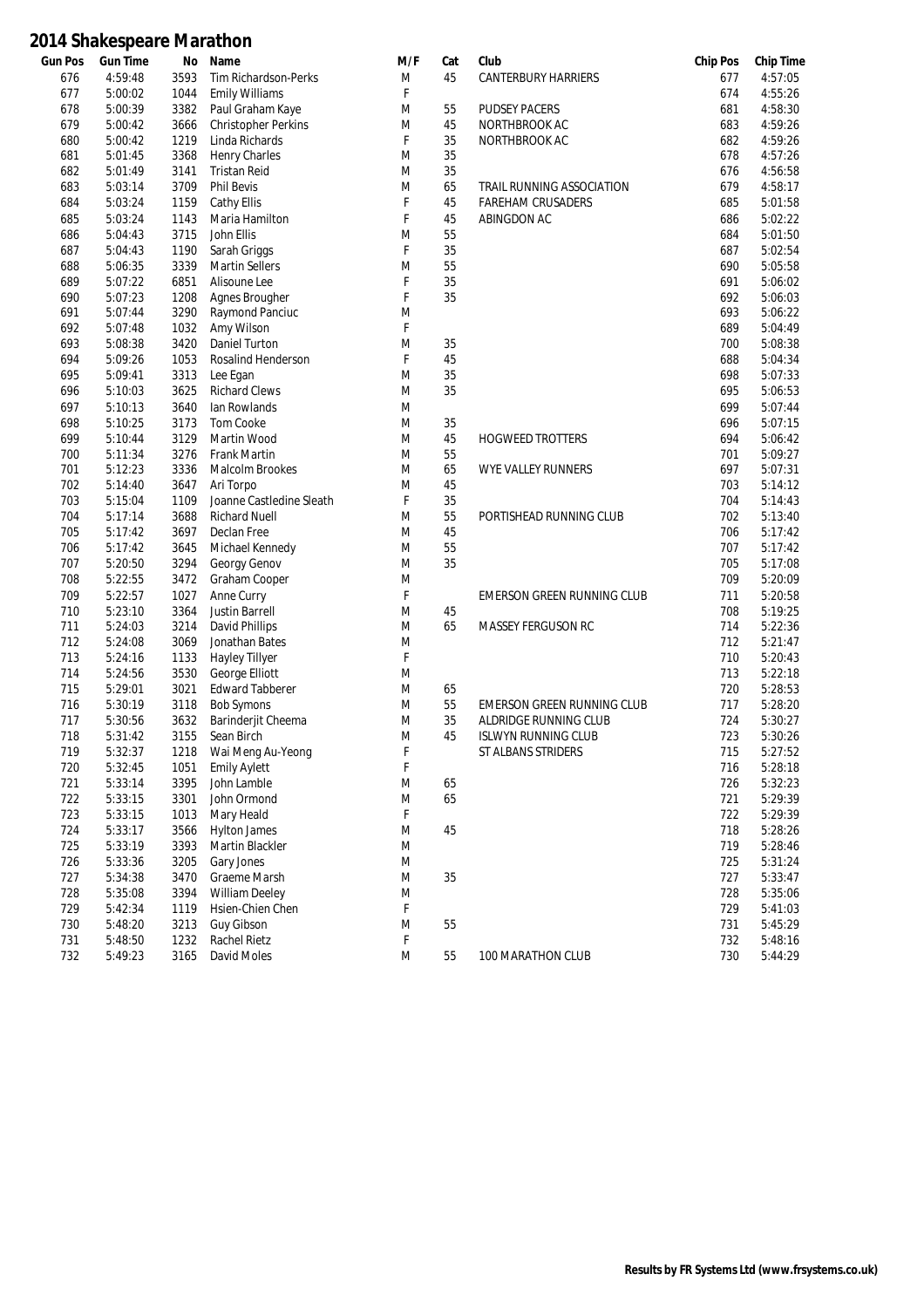# 2014 Shakespeare Marathon

| Gun Pos | Gun Time | No | Name | M/F | Cat | Club | Chip Pos | Chip Time |
|---|---|---|---|---|---|---|---|---|
| 676 | 4:59:48 | 3593 | Tim Richardson-Perks | M | 45 | CANTERBURY HARRIERS | 677 | 4:57:05 |
| 677 | 5:00:02 | 1044 | Emily Williams | F | | | 674 | 4:55:26 |
| 678 | 5:00:39 | 3382 | Paul Graham Kaye | M | 55 | PUDSEY PACERS | 681 | 4:58:30 |
| 679 | 5:00:42 | 3666 | Christopher Perkins | M | 45 | NORTHBROOK AC | 683 | 4:59:26 |
| 680 | 5:00:42 | 1219 | Linda Richards | F | 35 | NORTHBROOK AC | 682 | 4:59:26 |
| 681 | 5:01:45 | 3368 | Henry Charles | M | 35 | | 678 | 4:57:26 |
| 682 | 5:01:49 | 3141 | Tristan Reid | M | 35 | | 676 | 4:56:58 |
| 683 | 5:03:14 | 3709 | Phil Bevis | M | 65 | TRAIL RUNNING ASSOCIATION | 679 | 4:58:17 |
| 684 | 5:03:24 | 1159 | Cathy Ellis | F | 45 | FAREHAM CRUSADERS | 685 | 5:01:58 |
| 685 | 5:03:24 | 1143 | Maria Hamilton | F | 45 | ABINGDON AC | 686 | 5:02:22 |
| 686 | 5:04:43 | 3715 | John Ellis | M | 55 | | 684 | 5:01:50 |
| 687 | 5:04:43 | 1190 | Sarah Griggs | F | 35 | | 687 | 5:02:54 |
| 688 | 5:06:35 | 3339 | Martin Sellers | M | 55 | | 690 | 5:05:58 |
| 689 | 5:07:22 | 6851 | Alisoune Lee | F | 35 | | 691 | 5:06:02 |
| 690 | 5:07:23 | 1208 | Agnes Brougher | F | 35 | | 692 | 5:06:03 |
| 691 | 5:07:44 | 3290 | Raymond Panciuc | M | | | 693 | 5:06:22 |
| 692 | 5:07:48 | 1032 | Amy Wilson | F | | | 689 | 5:04:49 |
| 693 | 5:08:38 | 3420 | Daniel Turton | M | 35 | | 700 | 5:08:38 |
| 694 | 5:09:26 | 1053 | Rosalind Henderson | F | 45 | | 688 | 5:04:34 |
| 695 | 5:09:41 | 3313 | Lee Egan | M | 35 | | 698 | 5:07:33 |
| 696 | 5:10:03 | 3625 | Richard Clews | M | 35 | | 695 | 5:06:53 |
| 697 | 5:10:13 | 3640 | Ian Rowlands | M | | | 699 | 5:07:44 |
| 698 | 5:10:25 | 3173 | Tom Cooke | M | 35 | | 696 | 5:07:15 |
| 699 | 5:10:44 | 3129 | Martin Wood | M | 45 | HOGWEED TROTTERS | 694 | 5:06:42 |
| 700 | 5:11:34 | 3276 | Frank Martin | M | 55 | | 701 | 5:09:27 |
| 701 | 5:12:23 | 3336 | Malcolm Brookes | M | 65 | WYE VALLEY RUNNERS | 697 | 5:07:31 |
| 702 | 5:14:40 | 3647 | Ari Torpo | M | 45 | | 703 | 5:14:12 |
| 703 | 5:15:04 | 1109 | Joanne Castledine Sleath | F | 35 | | 704 | 5:14:43 |
| 704 | 5:17:14 | 3688 | Richard Nuell | M | 55 | PORTISHEAD RUNNING CLUB | 702 | 5:13:40 |
| 705 | 5:17:42 | 3697 | Declan Free | M | 45 | | 706 | 5:17:42 |
| 706 | 5:17:42 | 3645 | Michael Kennedy | M | 55 | | 707 | 5:17:42 |
| 707 | 5:20:50 | 3294 | Georgy Genov | M | 35 | | 705 | 5:17:08 |
| 708 | 5:22:55 | 3472 | Graham Cooper | M | | | 709 | 5:20:09 |
| 709 | 5:22:57 | 1027 | Anne Curry | F | | EMERSON GREEN RUNNING CLUB | 711 | 5:20:58 |
| 710 | 5:23:10 | 3364 | Justin Barrell | M | 45 | | 708 | 5:19:25 |
| 711 | 5:24:03 | 3214 | David Phillips | M | 65 | MASSEY FERGUSON RC | 714 | 5:22:36 |
| 712 | 5:24:08 | 3069 | Jonathan Bates | M | | | 712 | 5:21:47 |
| 713 | 5:24:16 | 1133 | Hayley Tillyer | F | | | 710 | 5:20:43 |
| 714 | 5:24:56 | 3530 | George Elliott | M | | | 713 | 5:22:18 |
| 715 | 5:29:01 | 3021 | Edward Tabberer | M | 65 | | 720 | 5:28:53 |
| 716 | 5:30:19 | 3118 | Bob Symons | M | 55 | EMERSON GREEN RUNNING CLUB | 717 | 5:28:20 |
| 717 | 5:30:56 | 3632 | Barinderjit Cheema | M | 35 | ALDRIDGE RUNNING CLUB | 724 | 5:30:27 |
| 718 | 5:31:42 | 3155 | Sean Birch | M | 45 | ISLWYN RUNNING CLUB | 723 | 5:30:26 |
| 719 | 5:32:37 | 1218 | Wai Meng Au-Yeong | F | | ST ALBANS STRIDERS | 715 | 5:27:52 |
| 720 | 5:32:45 | 1051 | Emily Aylett | F | | | 716 | 5:28:18 |
| 721 | 5:33:14 | 3395 | John Lamble | M | 65 | | 726 | 5:32:23 |
| 722 | 5:33:15 | 3301 | John Ormond | M | 65 | | 721 | 5:29:39 |
| 723 | 5:33:15 | 1013 | Mary Heald | F | | | 722 | 5:29:39 |
| 724 | 5:33:17 | 3566 | Hylton James | M | 45 | | 718 | 5:28:26 |
| 725 | 5:33:19 | 3393 | Martin Blackler | M | | | 719 | 5:28:46 |
| 726 | 5:33:36 | 3205 | Gary Jones | M | | | 725 | 5:31:24 |
| 727 | 5:34:38 | 3470 | Graeme Marsh | M | 35 | | 727 | 5:33:47 |
| 728 | 5:35:08 | 3394 | William Deeley | M | | | 728 | 5:35:06 |
| 729 | 5:42:34 | 1119 | Hsien-Chien Chen | F | | | 729 | 5:41:03 |
| 730 | 5:48:20 | 3213 | Guy Gibson | M | 55 | | 731 | 5:45:29 |
| 731 | 5:48:50 | 1232 | Rachel Rietz | F | | | 732 | 5:48:16 |
| 732 | 5:49:23 | 3165 | David Moles | M | 55 | 100 MARATHON CLUB | 730 | 5:44:29 |

**Results by FR Systems Ltd (www.frsystems.co.uk)**